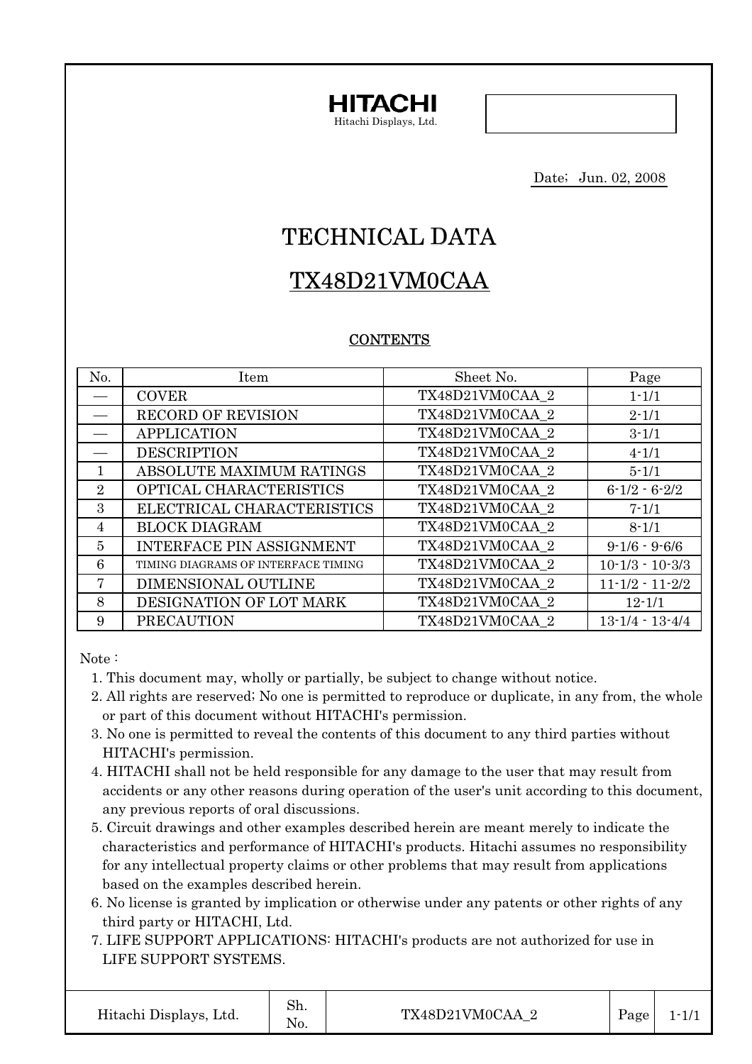**HITACHI**
Hitachi Displays, Ltd.

Date; Jun. 02, 2008

# TECHNICAL DATA

# TX48D21VM0CAA

## CONTENTS

| No. | Item | Sheet No. | Page |
|---|---|---|---|
| — | COVER | TX48D21VM0CAA_2 | 1-1/1 |
| — | RECORD OF REVISION | TX48D21VM0CAA_2 | 2-1/1 |
| — | APPLICATION | TX48D21VM0CAA_2 | 3-1/1 |
| — | DESCRIPTION | TX48D21VM0CAA_2 | 4-1/1 |
| 1 | ABSOLUTE MAXIMUM RATINGS | TX48D21VM0CAA_2 | 5-1/1 |
| 2 | OPTICAL CHARACTERISTICS | TX48D21VM0CAA_2 | 6-1/2 - 6-2/2 |
| 3 | ELECTRICAL CHARACTERISTICS | TX48D21VM0CAA_2 | 7-1/1 |
| 4 | BLOCK DIAGRAM | TX48D21VM0CAA_2 | 8-1/1 |
| 5 | INTERFACE PIN ASSIGNMENT | TX48D21VM0CAA_2 | 9-1/6 - 9-6/6 |
| 6 | TIMING DIAGRAMS OF INTERFACE TIMING | TX48D21VM0CAA_2 | 10-1/3 - 10-3/3 |
| 7 | DIMENSIONAL OUTLINE | TX48D21VM0CAA_2 | 11-1/2 - 11-2/2 |
| 8 | DESIGNATION OF LOT MARK | TX48D21VM0CAA_2 | 12-1/1 |
| 9 | PRECAUTION | TX48D21VM0CAA_2 | 13-1/4 - 13-4/4 |

Note :

1. This document may, wholly or partially, be subject to change without notice.
2. All rights are reserved; No one is permitted to reproduce or duplicate, in any from, the whole or part of this document without HITACHI's permission.
3. No one is permitted to reveal the contents of this document to any third parties without HITACHI's permission.
4. HITACHI shall not be held responsible for any damage to the user that may result from accidents or any other reasons during operation of the user's unit according to this document, any previous reports of oral discussions.
5. Circuit drawings and other examples described herein are meant merely to indicate the characteristics and performance of HITACHI's products. Hitachi assumes no responsibility for any intellectual property claims or other problems that may result from applications based on the examples described herein.
6. No license is granted by implication or otherwise under any patents or other rights of any third party or HITACHI, Ltd.
7. LIFE SUPPORT APPLICATIONS: HITACHI's products are not authorized for use in LIFE SUPPORT SYSTEMS.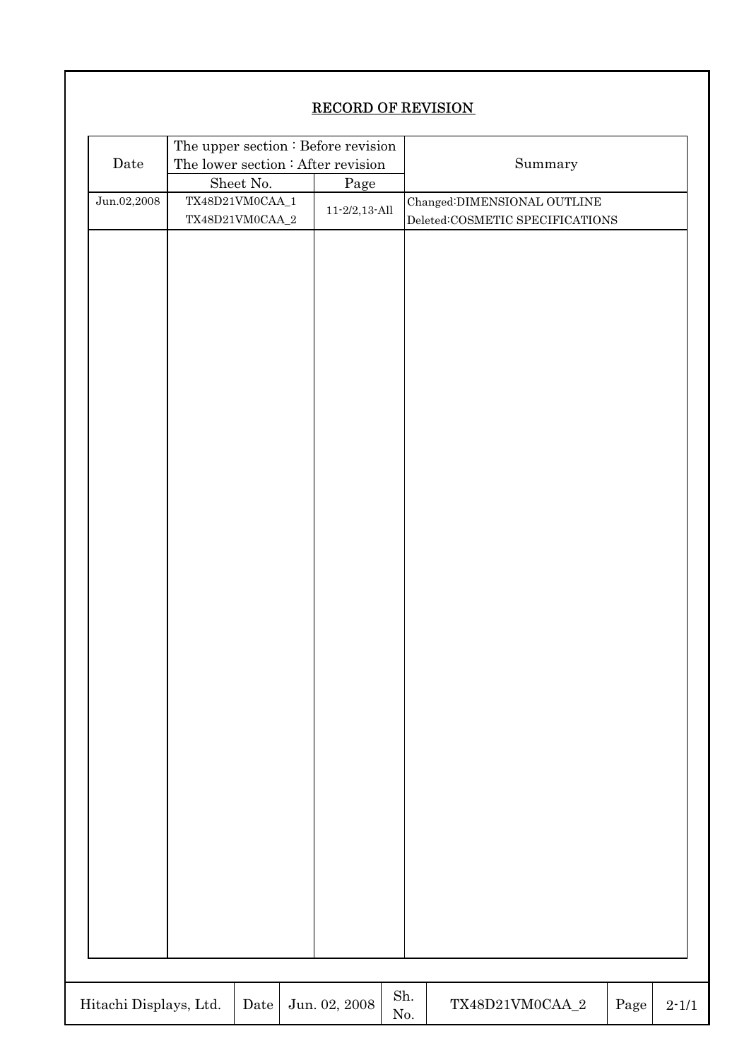## RECORD OF REVISION

| Date | The upper section : Before revision<br>The lower section : After revision<br>Sheet No. | Page | Summary |
|---|---|---|---|
| Jun.02,2008 | TX48D21VM0CAA_1<br>TX48D21VM0CAA_2 | 11-2/2,13-All | Changed:DIMENSIONAL OUTLINE<br>Deleted:COSMETIC SPECIFICATIONS |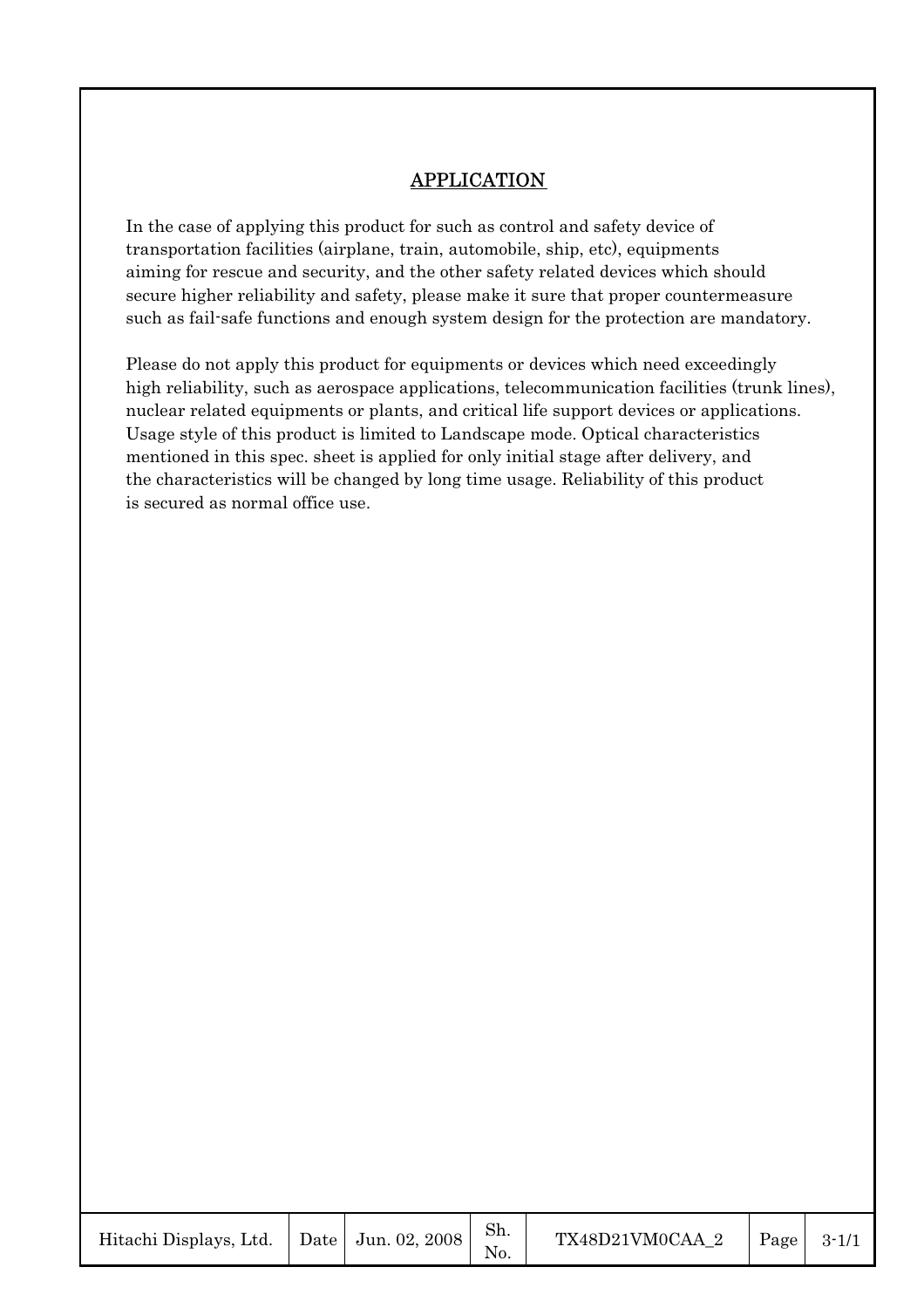# APPLICATION

In the case of applying this product for such as control and safety device of transportation facilities (airplane, train, automobile, ship, etc), equipments aiming for rescue and security, and the other safety related devices which should secure higher reliability and safety, please make it sure that proper countermeasure such as fail-safe functions and enough system design for the protection are mandatory.

Please do not apply this product for equipments or devices which need exceedingly high reliability, such as aerospace applications, telecommunication facilities (trunk lines), nuclear related equipments or plants, and critical life support devices or applications. Usage style of this product is limited to Landscape mode. Optical characteristics mentioned in this spec. sheet is applied for only initial stage after delivery, and the characteristics will be changed by long time usage. Reliability of this product is secured as normal office use.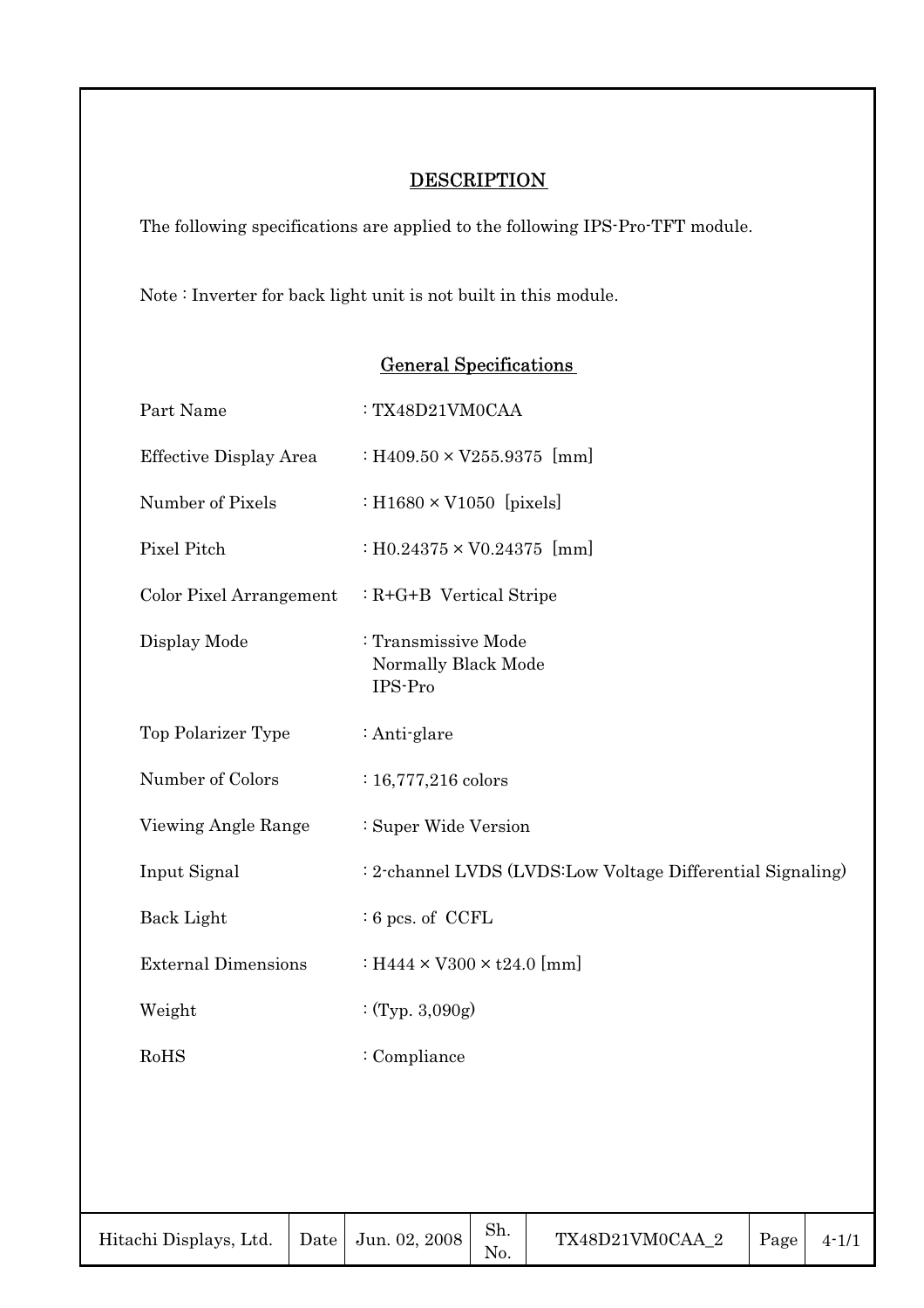## DESCRIPTION

The following specifications are applied to the following IPS-Pro-TFT module.

Note : Inverter for back light unit is not built in this module.

### General Specifications

| | |
|---|---|
| Part Name | : TX48D21VM0CAA |
| Effective Display Area | : H409.50 × V255.9375 [mm] |
| Number of Pixels | : H1680 × V1050 [pixels] |
| Pixel Pitch | : H0.24375 × V0.24375 [mm] |
| Color Pixel Arrangement | : R+G+B Vertical Stripe |
| Display Mode | : Transmissive Mode<br>Normally Black Mode<br>IPS-Pro |
| Top Polarizer Type | : Anti-glare |
| Number of Colors | : 16,777,216 colors |
| Viewing Angle Range | : Super Wide Version |
| Input Signal | : 2-channel LVDS (LVDS:Low Voltage Differential Signaling) |
| Back Light | : 6 pcs. of CCFL |
| External Dimensions | : H444 × V300 × t24.0 [mm] |
| Weight | : (Typ. 3,090g) |
| RoHS | : Compliance |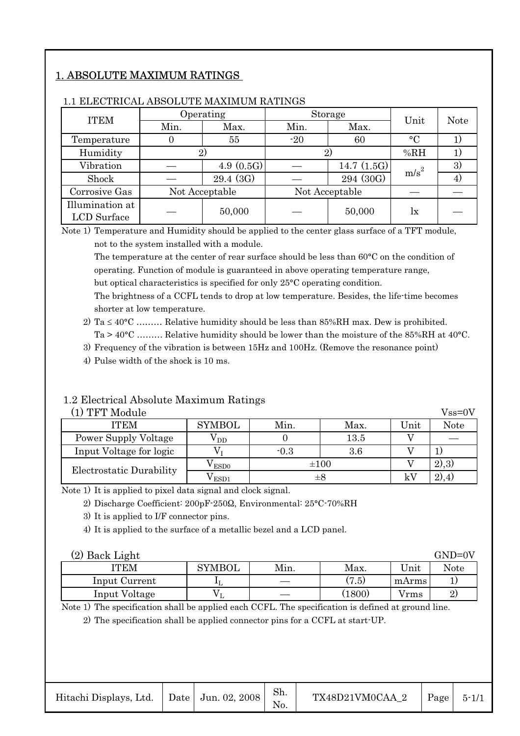# 1. ABSOLUTE MAXIMUM RATINGS

## 1.1 ELECTRICAL ABSOLUTE MAXIMUM RATINGS

| ITEM | Operating | | Storage | | Unit | Note |
|---|---|---|---|---|---|---|
| | Min. | Max. | Min. | Max. | | |
| Temperature | 0 | 55 | -20 | 60 | °C | 1) |
| Humidity | 2) | | 2) | | %RH | 1) |
| Vibration | — | 4.9 (0.5G) | — | 14.7 (1.5G) | $m/s^2$ | 3) |
| Shock | — | 29.4 (3G) | — | 294 (30G) | $m/s^2$ | 4) |
| Corrosive Gas | Not Acceptable | | Not Acceptable | | — | — |
| Illumination at LCD Surface | — | 50,000 | — | 50,000 | lx | — |

Note 1) Temperature and Humidity should be applied to the center glass surface of a TFT module, not to the system installed with a module.
The temperature at the center of rear surface should be less than 60°C on the condition of operating. Function of module is guaranteed in above operating temperature range, but optical characteristics is specified for only 25°C operating condition.
The brightness of a CCFL tends to drop at low temperature. Besides, the life-time becomes shorter at low temperature.

2) Ta ≤ 40°C ……… Relative humidity should be less than 85%RH max. Dew is prohibited.
Ta > 40°C ……… Relative humidity should be lower than the moisture of the 85%RH at 40°C.

3) Frequency of the vibration is between 15Hz and 100Hz. (Remove the resonance point)

4) Pulse width of the shock is 10 ms.

## 1.2 Electrical Absolute Maximum Ratings

(1) TFT Module　　Vss=0V

| ITEM | SYMBOL | Min. | Max. | Unit | Note |
|---|---|---|---|---|---|
| Power Supply Voltage | $V_{DD}$ | 0 | 13.5 | V | — |
| Input Voltage for logic | $V_I$ | -0.3 | 3.6 | V | 1) |
| Electrostatic Durability | $V_{ESD0}$ | ±100 | | V | 2),3) |
| | $V_{ESD1}$ | ±8 | | kV | 2),4) |

Note 1) It is applied to pixel data signal and clock signal.

2) Discharge Coefficient: 200pF-250Ω, Environmental: 25°C-70%RH

3) It is applied to I/F connector pins.

4) It is applied to the surface of a metallic bezel and a LCD panel.

(2) Back Light　　GND=0V

| ITEM | SYMBOL | Min. | Max. | Unit | Note |
|---|---|---|---|---|---|
| Input Current | $I_L$ | — | (7.5) | mArms | 1) |
| Input Voltage | $V_L$ | — | (1800) | Vrms | 2) |

Note 1) The specification shall be applied each CCFL. The specification is defined at ground line.

2) The specification shall be applied connector pins for a CCFL at start-UP.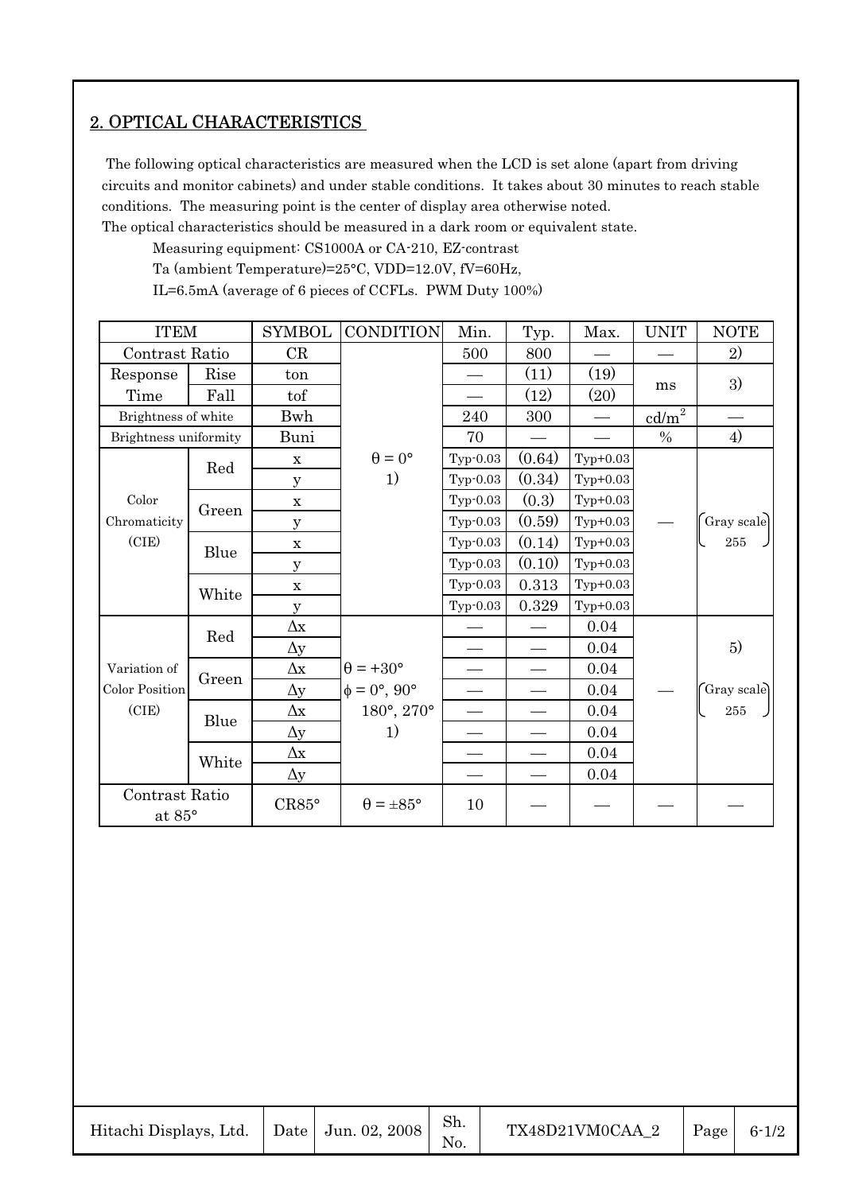## 2. OPTICAL CHARACTERISTICS

The following optical characteristics are measured when the LCD is set alone (apart from driving circuits and monitor cabinets) and under stable conditions. It takes about 30 minutes to reach stable conditions. The measuring point is the center of display area otherwise noted.
The optical characteristics should be measured in a dark room or equivalent state.

Measuring equipment: CS1000A or CA-210, EZ-contrast
Ta (ambient Temperature)=25°C, VDD=12.0V, fV=60Hz,
IL=6.5mA (average of 6 pieces of CCFLs. PWM Duty 100%)

| ITEM | | SYMBOL | CONDITION | Min. | Typ. | Max. | UNIT | NOTE |
|---|---|---|---|---|---|---|---|---|
| Contrast Ratio | | CR | $\theta = 0°$ 1) | 500 | 800 | — | — | 2) |
| Response Time | Rise | ton | | — | (11) | (19) | ms | 3) |
| | Fall | tof | | — | (12) | (20) | | |
| Brightness of white | | Bwh | | 240 | 300 | — | cd/m$^2$ | — |
| Brightness uniformity | | Buni | | 70 | — | — | % | 4) |
| Color Chromaticity (CIE) | Red | x | | Typ-0.03 | (0.64) | Typ+0.03 | — | Gray scale 255 |
| | | y | | Typ-0.03 | (0.34) | Typ+0.03 | | |
| | Green | x | | Typ-0.03 | (0.3) | Typ+0.03 | | |
| | | y | | Typ-0.03 | (0.59) | Typ+0.03 | | |
| | Blue | x | | Typ-0.03 | (0.14) | Typ+0.03 | | |
| | | y | | Typ-0.03 | (0.10) | Typ+0.03 | | |
| | White | x | | Typ-0.03 | 0.313 | Typ+0.03 | | |
| | | y | | Typ-0.03 | 0.329 | Typ+0.03 | | |
| Variation of Color Position (CIE) | Red | $\Delta x$ | $\theta = +30°$ $\phi = 0°, 90°$ 180°, 270° 1) | — | — | 0.04 | — | 5) Gray scale 255 |
| | | $\Delta y$ | | — | — | 0.04 | | |
| | Green | $\Delta x$ | | — | — | 0.04 | | |
| | | $\Delta y$ | | — | — | 0.04 | | |
| | Blue | $\Delta x$ | | — | — | 0.04 | | |
| | | $\Delta y$ | | — | — | 0.04 | | |
| | White | $\Delta x$ | | — | — | 0.04 | | |
| | | $\Delta y$ | | — | — | 0.04 | | |
| Contrast Ratio at 85° | | CR85° | $\theta = \pm 85°$ | 10 | — | — | — | — |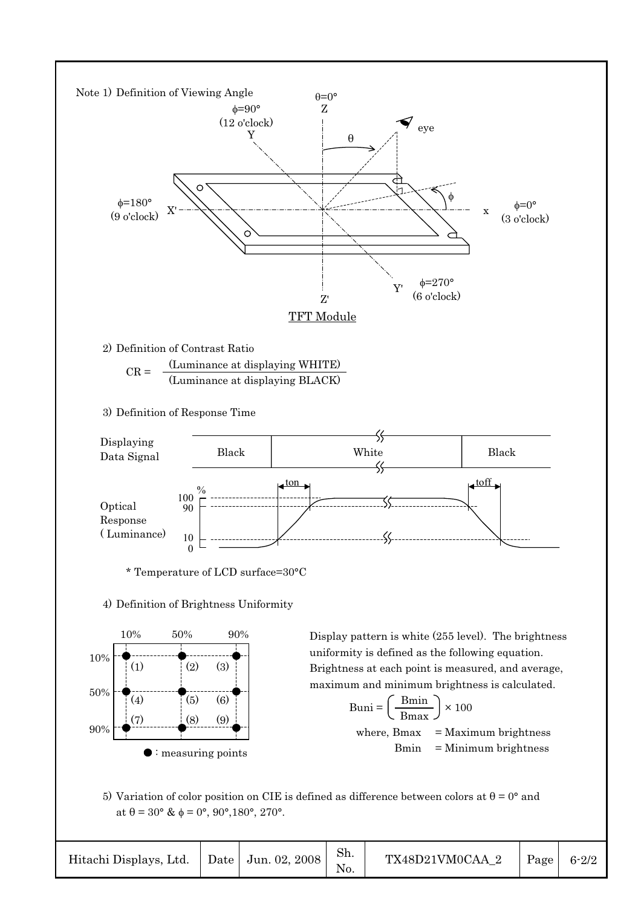Note 1) Definition of Viewing Angle

$\theta=0°$ Z

$\phi=90°$ (12 o'clock) Y

eye

$\theta$

$\phi$

$\phi=180°$ (9 o'clock) X'

x $\phi=0°$ (3 o'clock)

Y' $\phi=270°$ (6 o'clock)

Z'

TFT Module

2) Definition of Contrast Ratio

$$CR = \frac{\text{(Luminance at displaying WHITE)}}{\text{(Luminance at displaying BLACK)}}$$

3) Definition of Response Time

Displaying Data Signal: Black | White | Black

Optical Response (Luminance): 100 %, 90, 10, 0 — ton, toff

\* Temperature of LCD surface=30°C

4) Definition of Brightness Uniformity

|  | 10% | 50% | 90% |
|---|---|---|---|
| 10% | (1) | (2) | (3) |
| 50% | (4) | (5) | (6) |
| 90% | (7) | (8) | (9) |

●: measuring points

Display pattern is white (255 level). The brightness uniformity is defined as the following equation. Brightness at each point is measured, and average, maximum and minimum brightness is calculated.

$$Buni = \left(\frac{Bmin}{Bmax}\right) \times 100$$

where, Bmax = Maximum brightness
Bmin = Minimum brightness

5) Variation of color position on CIE is defined as difference between colors at $\theta = 0°$ and at $\theta = 30°$ & $\phi = 0°, 90°, 180°, 270°$.

| Hitachi Displays, Ltd. | Date | Jun. 02, 2008 | Sh. No. | TX48D21VM0CAA_2 | Page | 6-2/2 |
|---|---|---|---|---|---|---|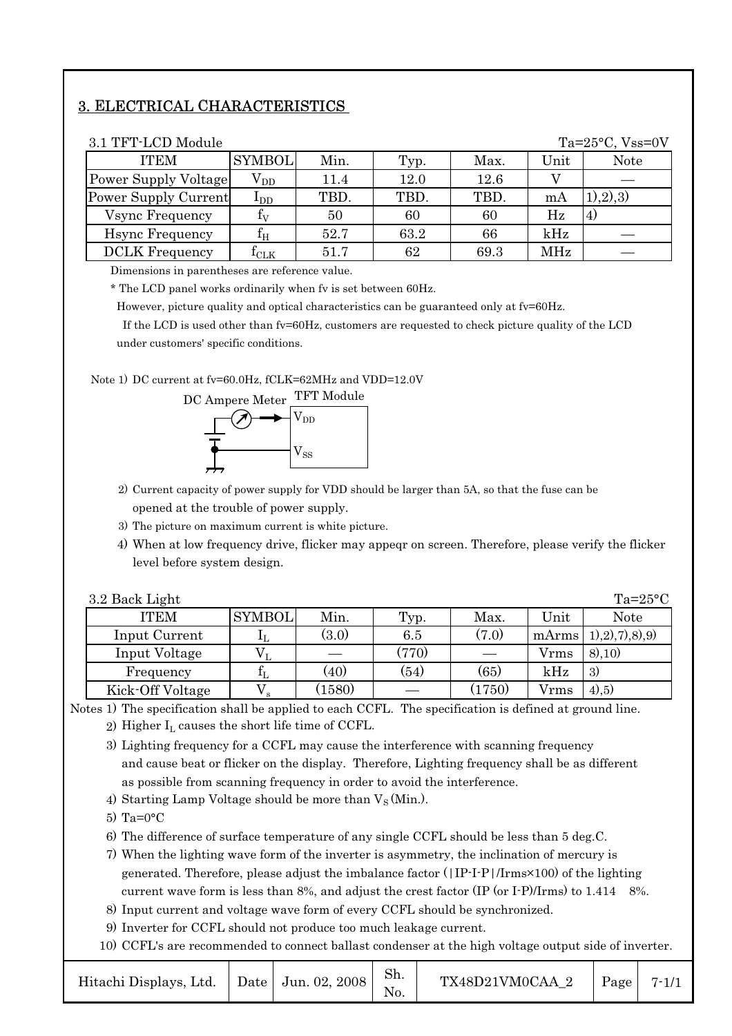## 3. ELECTRICAL CHARACTERISTICS

3.1 TFT-LCD Module  Ta=25°C, Vss=0V

| ITEM | SYMBOL | Min. | Typ. | Max. | Unit | Note |
|---|---|---|---|---|---|---|
| Power Supply Voltage | $V_{DD}$ | 11.4 | 12.0 | 12.6 | V | — |
| Power Supply Current | $I_{DD}$ | TBD. | TBD. | TBD. | mA | 1),2),3) |
| Vsync Frequency | $f_V$ | 50 | 60 | 60 | Hz | 4) |
| Hsync Frequency | $f_H$ | 52.7 | 63.2 | 66 | kHz | — |
| DCLK Frequency | $f_{CLK}$ | 51.7 | 62 | 69.3 | MHz | — |

Dimensions in parentheses are reference value.

* The LCD panel works ordinarily when fv is set between 60Hz.

However, picture quality and optical characteristics can be guaranteed only at fv=60Hz.

If the LCD is used other than fv=60Hz, customers are requested to check picture quality of the LCD under customers' specific conditions.

Note 1) DC current at fv=60.0Hz, fCLK=62MHz and VDD=12.0V

DC Ampere Meter — TFT Module ($V_{DD}$, $V_{SS}$)

2) Current capacity of power supply for VDD should be larger than 5A, so that the fuse can be opened at the trouble of power supply.

3) The picture on maximum current is white picture.

4) When at low frequency drive, flicker may appeqr on screen. Therefore, please verify the flicker level before system design.

3.2 Back Light  Ta=25°C

| ITEM | SYMBOL | Min. | Typ. | Max. | Unit | Note |
|---|---|---|---|---|---|---|
| Input Current | $I_L$ | (3.0) | 6.5 | (7.0) | mArms | 1),2),7),8),9) |
| Input Voltage | $V_L$ | — | (770) | — | Vrms | 8),10) |
| Frequency | $f_L$ | (40) | (54) | (65) | kHz | 3) |
| Kick-Off Voltage | $V_s$ | (1580) | — | (1750) | Vrms | 4),5) |

Notes 1) The specification shall be applied to each CCFL. The specification is defined at ground line.

2) Higher $I_L$ causes the short life time of CCFL.

3) Lighting frequency for a CCFL may cause the interference with scanning frequency and cause beat or flicker on the display. Therefore, Lighting frequency shall be as different as possible from scanning frequency in order to avoid the interference.

4) Starting Lamp Voltage should be more than $V_S$ (Min.).

5) Ta=0°C

6) The difference of surface temperature of any single CCFL should be less than 5 deg.C.

7) When the lighting wave form of the inverter is asymmetry, the inclination of mercury is generated. Therefore, please adjust the imbalance factor (|IP-I-P|/Irms×100) of the lighting current wave form is less than 8%, and adjust the crest factor (IP (or I-P)/Irms) to 1.414 8%.

8) Input current and voltage wave form of every CCFL should be synchronized.

9) Inverter for CCFL should not produce too much leakage current.

10) CCFL's are recommended to connect ballast condenser at the high voltage output side of inverter.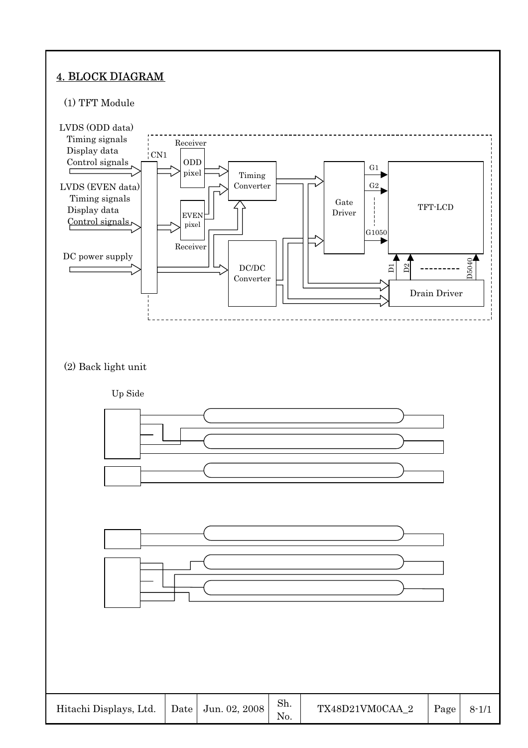## 4. BLOCK DIAGRAM

(1) TFT Module

LVDS (ODD data)
Timing signals
Display data
Control signals

LVDS (EVEN data)
Timing signals
Display data
Control signals

DC power supply

CN1

Receiver

ODD pixel

EVEN pixel

Receiver

Timing Converter

DC/DC Converter

Gate Driver

G1
G2
G1050

TFT-LCD

D1 D2 D5040

Drain Driver

(2) Back light unit

Up Side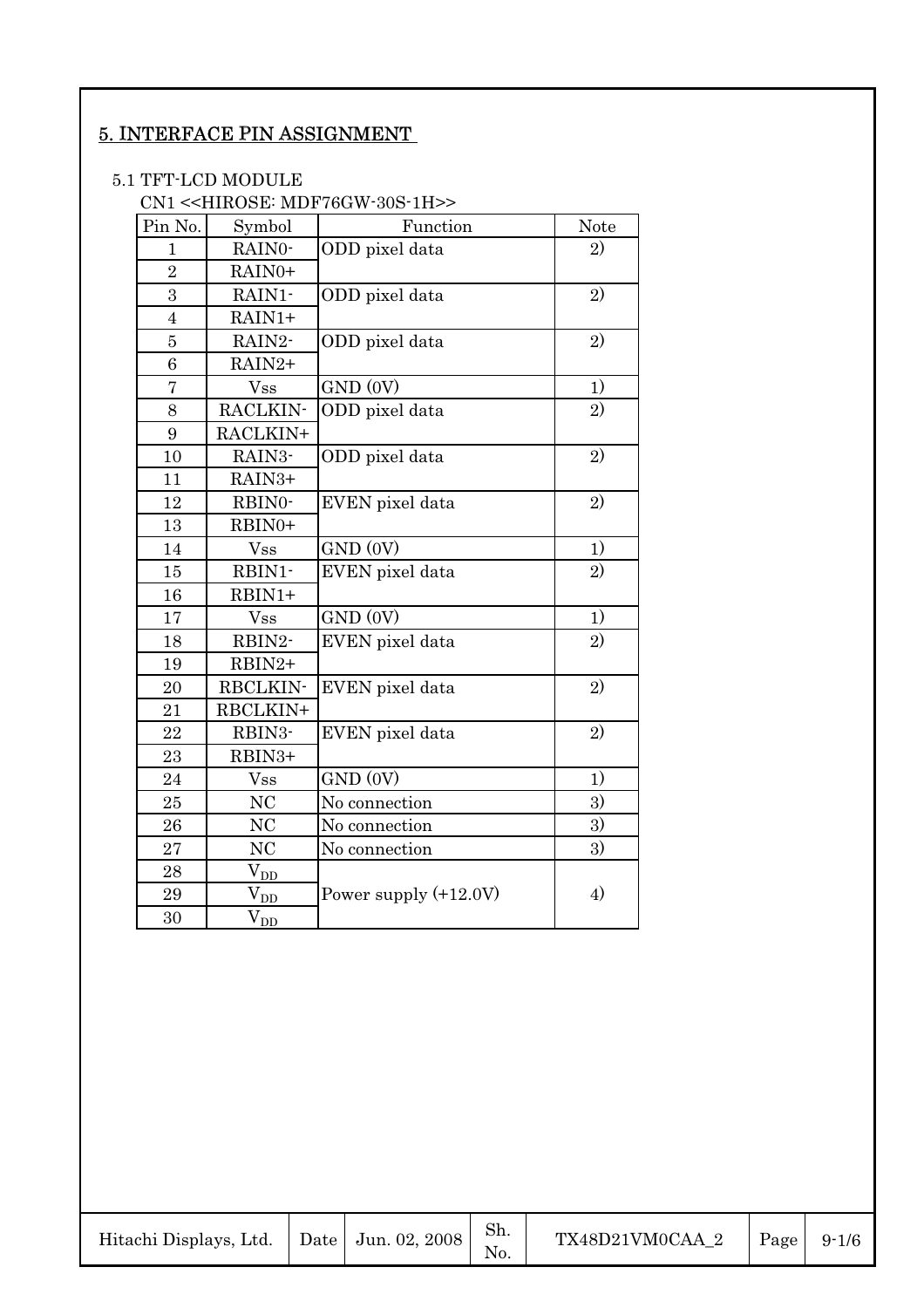# 5. INTERFACE PIN ASSIGNMENT

## 5.1 TFT-LCD MODULE

CN1 <<HIROSE: MDF76GW-30S-1H>>

| Pin No. | Symbol | Function | Note |
|---|---|---|---|
| 1 | RAIN0- | ODD pixel data | 2) |
| 2 | RAIN0+ | | |
| 3 | RAIN1- | ODD pixel data | 2) |
| 4 | RAIN1+ | | |
| 5 | RAIN2- | ODD pixel data | 2) |
| 6 | RAIN2+ | | |
| 7 | Vss | GND (0V) | 1) |
| 8 | RACLKIN- | ODD pixel data | 2) |
| 9 | RACLKIN+ | | |
| 10 | RAIN3- | ODD pixel data | 2) |
| 11 | RAIN3+ | | |
| 12 | RBIN0- | EVEN pixel data | 2) |
| 13 | RBIN0+ | | |
| 14 | Vss | GND (0V) | 1) |
| 15 | RBIN1- | EVEN pixel data | 2) |
| 16 | RBIN1+ | | |
| 17 | Vss | GND (0V) | 1) |
| 18 | RBIN2- | EVEN pixel data | 2) |
| 19 | RBIN2+ | | |
| 20 | RBCLKIN- | EVEN pixel data | 2) |
| 21 | RBCLKIN+ | | |
| 22 | RBIN3- | EVEN pixel data | 2) |
| 23 | RBIN3+ | | |
| 24 | Vss | GND (0V) | 1) |
| 25 | NC | No connection | 3) |
| 26 | NC | No connection | 3) |
| 27 | NC | No connection | 3) |
| 28 | $V_{DD}$ | Power supply (+12.0V) | 4) |
| 29 | $V_{DD}$ | | |
| 30 | $V_{DD}$ | | |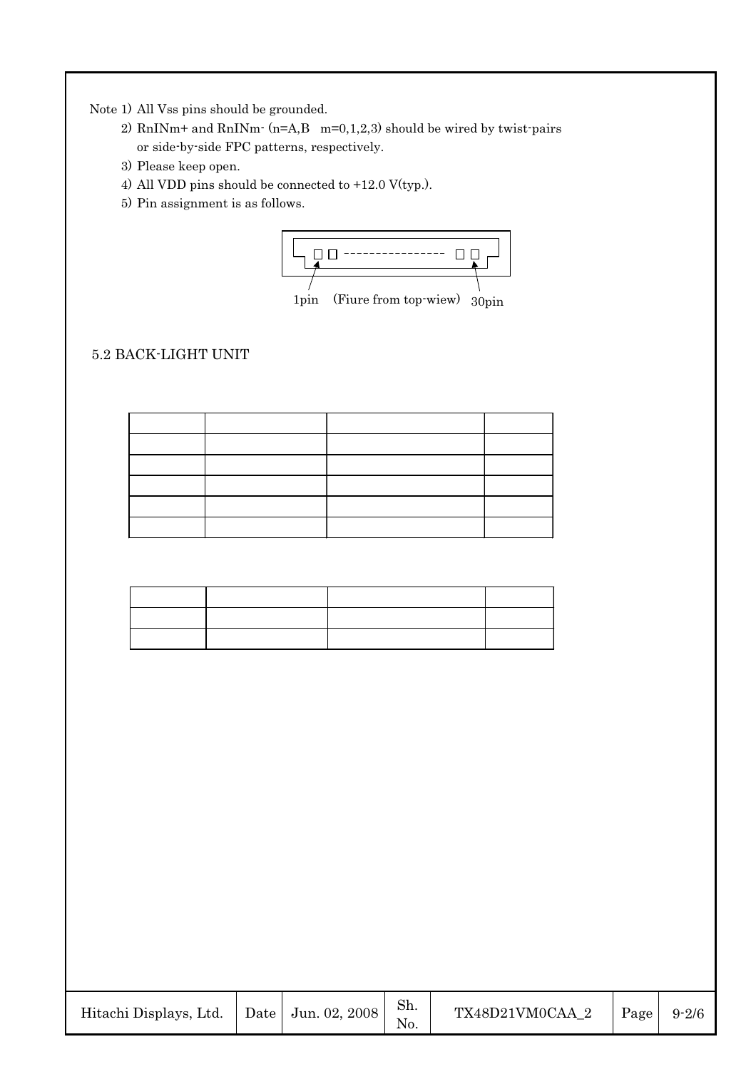Note 1) All Vss pins should be grounded.

2) RnINm+ and RnINm- (n=A,B m=0,1,2,3) should be wired by twist-pairs or side-by-side FPC patterns, respectively.

3) Please keep open.

4) All VDD pins should be connected to +12.0 V(typ.).

5) Pin assignment is as follows.

1pin (Fiure from top-wiew) 30pin

5.2 BACK-LIGHT UNIT

| | | | |
|---|---|---|---|
| | | | |
| | | | |
| | | | |
| | | | |
| | | | |

| | | | |
|---|---|---|---|
| | | | |
| | | | |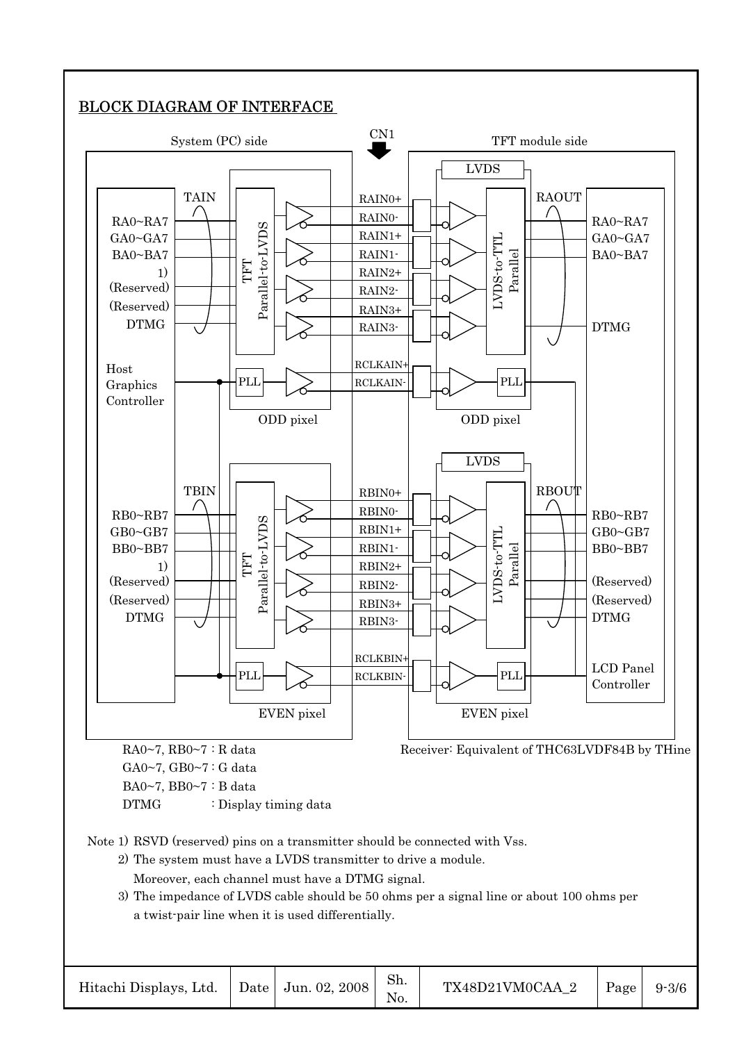## BLOCK DIAGRAM OF INTERFACE

System (PC) side — CN1 — TFT module side

**System (PC) side – Host Graphics Controller**

ODD pixel (TAIN → TFT Parallel-to-LVDS, with PLL):
- RA0~RA7
- GA0~GA7
- BA0~BA7
- 1) (Reserved)
- (Reserved)
- DTMG

EVEN pixel (TBIN → TFT Parallel-to-LVDS, with PLL):
- RB0~RB7
- GB0~GB7
- BB0~BB7
- 1) (Reserved)
- (Reserved)
- DTMG

**LVDS lines (CN1)**

ODD pixel: RAIN0+, RAIN0-, RAIN1+, RAIN1-, RAIN2+, RAIN2-, RAIN3+, RAIN3-, RCLKAIN+, RCLKAIN-

EVEN pixel: RBIN0+, RBIN0-, RBIN1+, RBIN1-, RBIN2+, RBIN2-, RBIN3+, RBIN3-, RCLKBIN+, RCLKBIN-

**TFT module side – LCD Panel Controller**

ODD pixel (LVDS: LVDS-to-TTL Parallel, with PLL → RAOUT):
- RA0~RA7
- GA0~GA7
- BA0~BA7
- DTMG

EVEN pixel (LVDS: LVDS-to-TTL Parallel, with PLL → RBOUT):
- RB0~RB7
- GB0~GB7
- BB0~BB7
- (Reserved)
- (Reserved)
- DTMG

RA0~7, RB0~7 : R data
GA0~7, GB0~7 : G data
BA0~7, BB0~7 : B data
DTMG : Display timing data

Receiver: Equivalent of THC63LVDF84B by THine

Note 1) RSVD (reserved) pins on a transmitter should be connected with Vss.
2) The system must have a LVDS transmitter to drive a module.
Moreover, each channel must have a DTMG signal.
3) The impedance of LVDS cable should be 50 ohms per a signal line or about 100 ohms per a twist-pair line when it is used differentially.

| Hitachi Displays, Ltd. | Date | Jun. 02, 2008 | Sh. No. | TX48D21VM0CAA_2 | Page | 9-3/6 |
|---|---|---|---|---|---|---|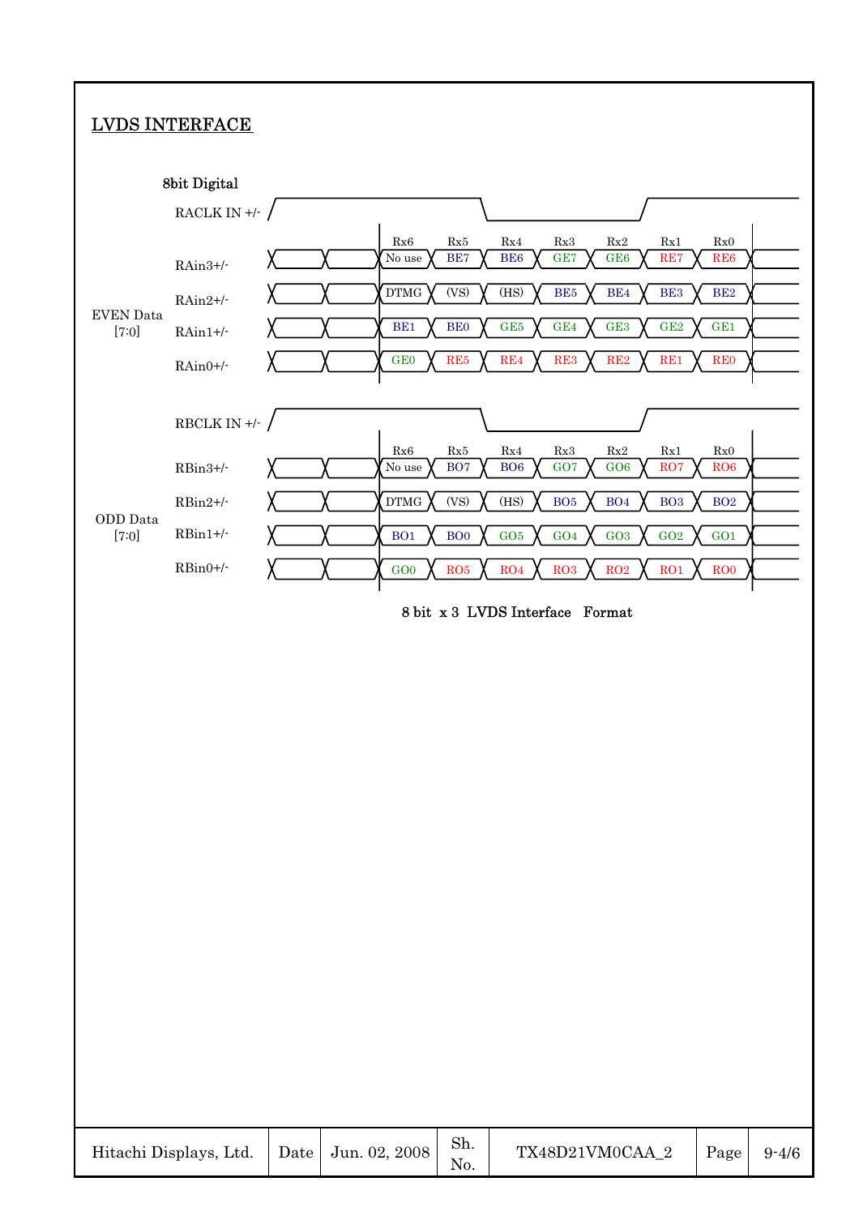## LVDS INTERFACE

8bit Digital

**EVEN Data [7:0]**

| Signal | Rx6 | Rx5 | Rx4 | Rx3 | Rx2 | Rx1 | Rx0 |
|---|---|---|---|---|---|---|---|
| RAin3+/- | No use | BE7 | BE6 | GE7 | GE6 | RE7 | RE6 |
| RAin2+/- | DTMG | (VS) | (HS) | BE5 | BE4 | BE3 | BE2 |
| RAin1+/- | BE1 | BE0 | GE5 | GE4 | GE3 | GE2 | GE1 |
| RAin0+/- | GE0 | RE5 | RE4 | RE3 | RE2 | RE1 | RE0 |

Clock: RACLK IN +/-

**ODD Data [7:0]**

| Signal | Rx6 | Rx5 | Rx4 | Rx3 | Rx2 | Rx1 | Rx0 |
|---|---|---|---|---|---|---|---|
| RBin3+/- | No use | BO7 | BO6 | GO7 | GO6 | RO7 | RO6 |
| RBin2+/- | DTMG | (VS) | (HS) | BO5 | BO4 | BO3 | BO2 |
| RBin1+/- | BO1 | BO0 | GO5 | GO4 | GO3 | GO2 | GO1 |
| RBin0+/- | GO0 | RO5 | RO4 | RO3 | RO2 | RO1 | RO0 |

Clock: RBCLK IN +/-

8 bit x 3 LVDS Interface Format

| Hitachi Displays, Ltd. | Date | Jun. 02, 2008 | Sh. No. | TX48D21VM0CAA_2 | Page | 9-4/6 |
|---|---|---|---|---|---|---|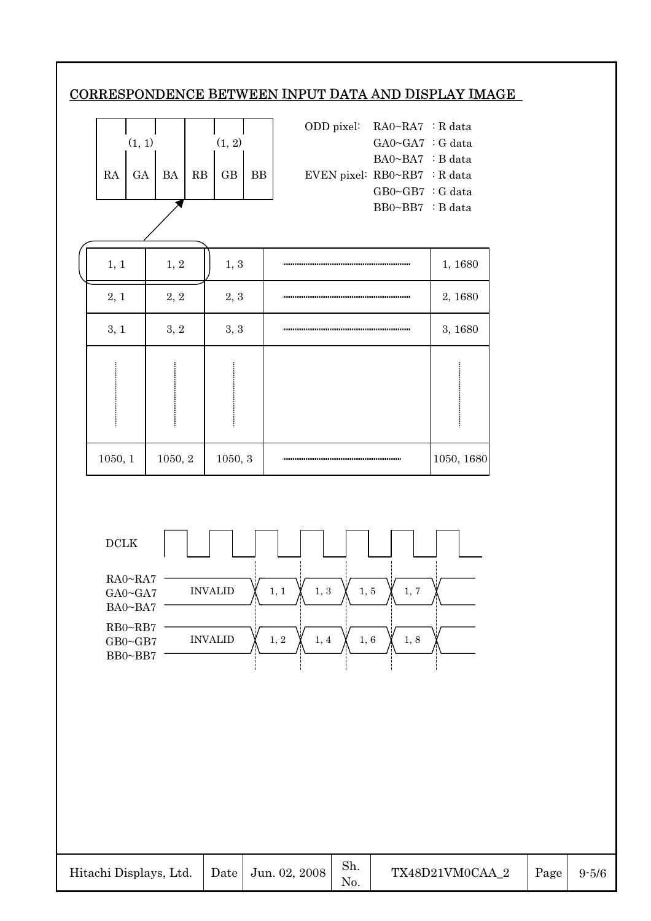## CORRESPONDENCE BETWEEN INPUT DATA AND DISPLAY IMAGE

| (1, 1) | | | (1, 2) | | |
|---|---|---|---|---|---|
| RA | GA | BA | RB | GB | BB |

ODD pixel: RA0~RA7 : R data
GA0~GA7 : G data
BA0~BA7 : B data

EVEN pixel: RB0~RB7 : R data
GB0~GB7 : G data
BB0~BB7 : B data

| | | | | |
|---|---|---|---|---|
| 1, 1 | 1, 2 | 1, 3 | ······ | 1, 1680 |
| 2, 1 | 2, 2 | 2, 3 | ······ | 2, 1680 |
| 3, 1 | 3, 2 | 3, 3 | ······ | 3, 1680 |
| ⋮ | ⋮ | ⋮ | | ⋮ |
| 1050, 1 | 1050, 2 | 1050, 3 | ······ | 1050, 1680 |

| Signal | | | | | | |
|---|---|---|---|---|---|---|
| DCLK | | | | | | |
| RA0~RA7 / GA0~GA7 / BA0~BA7 | INVALID | 1, 1 | 1, 3 | 1, 5 | 1, 7 | |
| RB0~RB7 / GB0~GB7 / BB0~BB7 | INVALID | 1, 2 | 1, 4 | 1, 6 | 1, 8 | |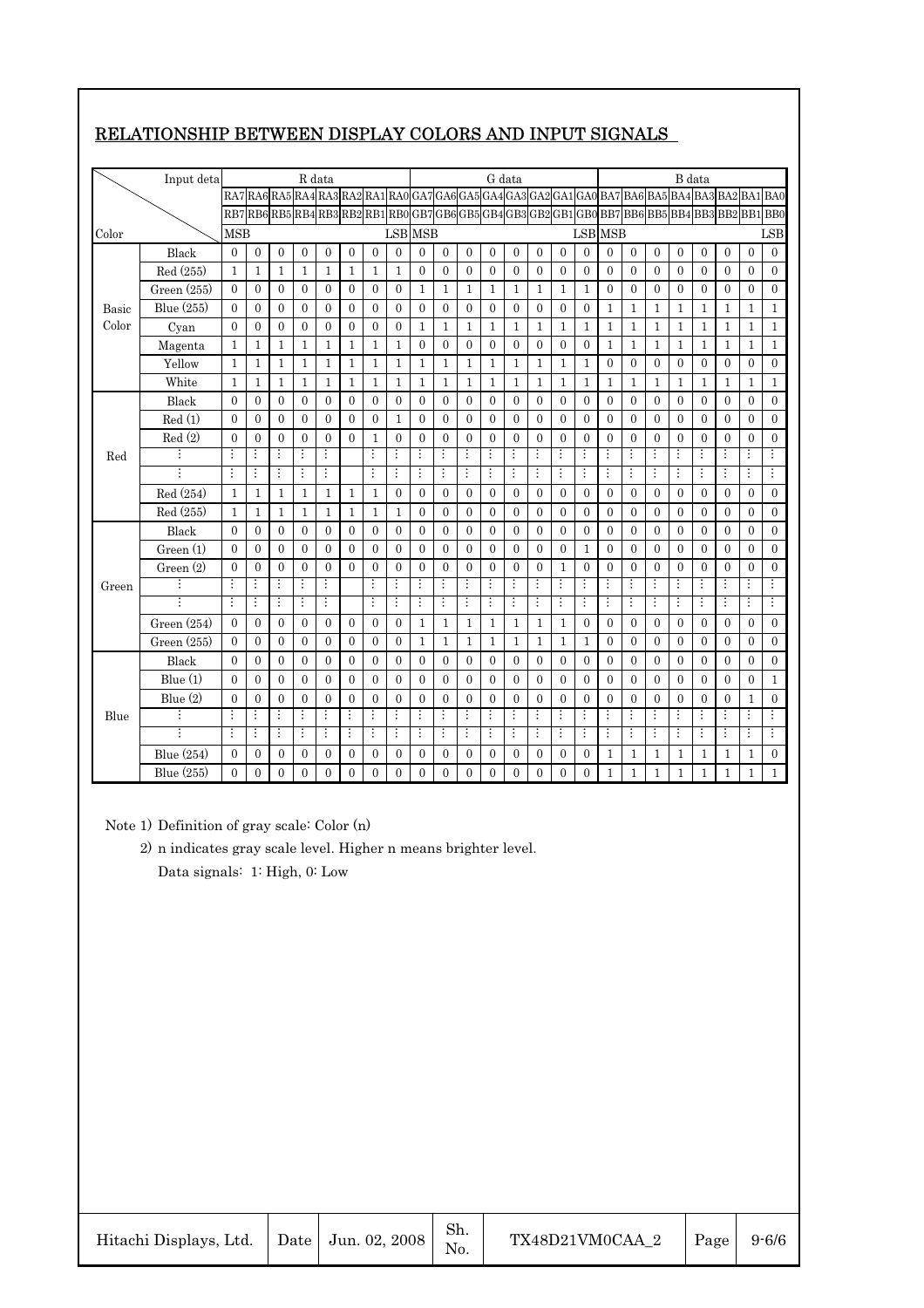## RELATIONSHIP BETWEEN DISPLAY COLORS AND INPUT SIGNALS

| | Input deta | R data | | | | | | | | G data | | | | | | | | B data | | | | | | | |
|---|---|---|---|---|---|---|---|---|---|---|---|---|---|---|---|---|---|---|---|---|---|---|---|---|---|
| | | RA7 | RA6 | RA5 | RA4 | RA3 | RA2 | RA1 | RA0 | GA7 | GA6 | GA5 | GA4 | GA3 | GA2 | GA1 | GA0 | BA7 | BA6 | BA5 | BA4 | BA3 | BA2 | BA1 | BA0 |
| | | RB7 | RB6 | RB5 | RB4 | RB3 | RB2 | RB1 | RB0 | GB7 | GB6 | GB5 | GB4 | GB3 | GB2 | GB1 | GB0 | BB7 | BB6 | BB5 | BB4 | BB3 | BB2 | BB1 | BB0 |
| Color | | MSB | | | | | | | LSB | MSB | | | | | | | LSB | MSB | | | | | | | LSB |
| Basic Color | Black | 0 | 0 | 0 | 0 | 0 | 0 | 0 | 0 | 0 | 0 | 0 | 0 | 0 | 0 | 0 | 0 | 0 | 0 | 0 | 0 | 0 | 0 | 0 | 0 |
| | Red (255) | 1 | 1 | 1 | 1 | 1 | 1 | 1 | 1 | 0 | 0 | 0 | 0 | 0 | 0 | 0 | 0 | 0 | 0 | 0 | 0 | 0 | 0 | 0 | 0 |
| | Green (255) | 0 | 0 | 0 | 0 | 0 | 0 | 0 | 0 | 1 | 1 | 1 | 1 | 1 | 1 | 1 | 1 | 0 | 0 | 0 | 0 | 0 | 0 | 0 | 0 |
| | Blue (255) | 0 | 0 | 0 | 0 | 0 | 0 | 0 | 0 | 0 | 0 | 0 | 0 | 0 | 0 | 0 | 0 | 1 | 1 | 1 | 1 | 1 | 1 | 1 | 1 |
| | Cyan | 0 | 0 | 0 | 0 | 0 | 0 | 0 | 0 | 1 | 1 | 1 | 1 | 1 | 1 | 1 | 1 | 1 | 1 | 1 | 1 | 1 | 1 | 1 | 1 |
| | Magenta | 1 | 1 | 1 | 1 | 1 | 1 | 1 | 1 | 0 | 0 | 0 | 0 | 0 | 0 | 0 | 0 | 1 | 1 | 1 | 1 | 1 | 1 | 1 | 1 |
| | Yellow | 1 | 1 | 1 | 1 | 1 | 1 | 1 | 1 | 1 | 1 | 1 | 1 | 1 | 1 | 1 | 1 | 0 | 0 | 0 | 0 | 0 | 0 | 0 | 0 |
| | White | 1 | 1 | 1 | 1 | 1 | 1 | 1 | 1 | 1 | 1 | 1 | 1 | 1 | 1 | 1 | 1 | 1 | 1 | 1 | 1 | 1 | 1 | 1 | 1 |
| Red | Black | 0 | 0 | 0 | 0 | 0 | 0 | 0 | 0 | 0 | 0 | 0 | 0 | 0 | 0 | 0 | 0 | 0 | 0 | 0 | 0 | 0 | 0 | 0 | 0 |
| | Red (1) | 0 | 0 | 0 | 0 | 0 | 0 | 0 | 1 | 0 | 0 | 0 | 0 | 0 | 0 | 0 | 0 | 0 | 0 | 0 | 0 | 0 | 0 | 0 | 0 |
| | Red (2) | 0 | 0 | 0 | 0 | 0 | 0 | 1 | 0 | 0 | 0 | 0 | 0 | 0 | 0 | 0 | 0 | 0 | 0 | 0 | 0 | 0 | 0 | 0 | 0 |
| | ⋮ | ⋮ | ⋮ | ⋮ | ⋮ | ⋮ | | ⋮ | ⋮ | ⋮ | ⋮ | ⋮ | ⋮ | ⋮ | ⋮ | ⋮ | ⋮ | ⋮ | ⋮ | ⋮ | ⋮ | ⋮ | ⋮ | ⋮ | ⋮ |
| | ⋮ | ⋮ | ⋮ | ⋮ | ⋮ | ⋮ | | ⋮ | ⋮ | ⋮ | ⋮ | ⋮ | ⋮ | ⋮ | ⋮ | ⋮ | ⋮ | ⋮ | ⋮ | ⋮ | ⋮ | ⋮ | ⋮ | ⋮ | ⋮ |
| | Red (254) | 1 | 1 | 1 | 1 | 1 | 1 | 1 | 0 | 0 | 0 | 0 | 0 | 0 | 0 | 0 | 0 | 0 | 0 | 0 | 0 | 0 | 0 | 0 | 0 |
| | Red (255) | 1 | 1 | 1 | 1 | 1 | 1 | 1 | 1 | 0 | 0 | 0 | 0 | 0 | 0 | 0 | 0 | 0 | 0 | 0 | 0 | 0 | 0 | 0 | 0 |
| Green | Black | 0 | 0 | 0 | 0 | 0 | 0 | 0 | 0 | 0 | 0 | 0 | 0 | 0 | 0 | 0 | 0 | 0 | 0 | 0 | 0 | 0 | 0 | 0 | 0 |
| | Green (1) | 0 | 0 | 0 | 0 | 0 | 0 | 0 | 0 | 0 | 0 | 0 | 0 | 0 | 0 | 0 | 1 | 0 | 0 | 0 | 0 | 0 | 0 | 0 | 0 |
| | Green (2) | 0 | 0 | 0 | 0 | 0 | 0 | 0 | 0 | 0 | 0 | 0 | 0 | 0 | 0 | 1 | 0 | 0 | 0 | 0 | 0 | 0 | 0 | 0 | 0 |
| | ⋮ | ⋮ | ⋮ | ⋮ | ⋮ | ⋮ | | ⋮ | ⋮ | ⋮ | ⋮ | ⋮ | ⋮ | ⋮ | ⋮ | ⋮ | ⋮ | ⋮ | ⋮ | ⋮ | ⋮ | ⋮ | ⋮ | ⋮ | ⋮ |
| | ⋮ | ⋮ | ⋮ | ⋮ | ⋮ | ⋮ | | ⋮ | ⋮ | ⋮ | ⋮ | ⋮ | ⋮ | ⋮ | ⋮ | ⋮ | ⋮ | ⋮ | ⋮ | ⋮ | ⋮ | ⋮ | ⋮ | ⋮ | ⋮ |
| | Green (254) | 0 | 0 | 0 | 0 | 0 | 0 | 0 | 0 | 1 | 1 | 1 | 1 | 1 | 1 | 1 | 0 | 0 | 0 | 0 | 0 | 0 | 0 | 0 | 0 |
| | Green (255) | 0 | 0 | 0 | 0 | 0 | 0 | 0 | 0 | 1 | 1 | 1 | 1 | 1 | 1 | 1 | 1 | 0 | 0 | 0 | 0 | 0 | 0 | 0 | 0 |
| Blue | Black | 0 | 0 | 0 | 0 | 0 | 0 | 0 | 0 | 0 | 0 | 0 | 0 | 0 | 0 | 0 | 0 | 0 | 0 | 0 | 0 | 0 | 0 | 0 | 0 |
| | Blue (1) | 0 | 0 | 0 | 0 | 0 | 0 | 0 | 0 | 0 | 0 | 0 | 0 | 0 | 0 | 0 | 0 | 0 | 0 | 0 | 0 | 0 | 0 | 0 | 1 |
| | Blue (2) | 0 | 0 | 0 | 0 | 0 | 0 | 0 | 0 | 0 | 0 | 0 | 0 | 0 | 0 | 0 | 0 | 0 | 0 | 0 | 0 | 0 | 0 | 1 | 0 |
| | ⋮ | ⋮ | ⋮ | ⋮ | ⋮ | ⋮ | ⋮ | ⋮ | ⋮ | ⋮ | ⋮ | ⋮ | ⋮ | ⋮ | ⋮ | ⋮ | ⋮ | ⋮ | ⋮ | ⋮ | ⋮ | ⋮ | ⋮ | ⋮ | ⋮ |
| | ⋮ | ⋮ | ⋮ | ⋮ | ⋮ | ⋮ | ⋮ | ⋮ | ⋮ | ⋮ | ⋮ | ⋮ | ⋮ | ⋮ | ⋮ | ⋮ | ⋮ | ⋮ | ⋮ | ⋮ | ⋮ | ⋮ | ⋮ | ⋮ | ⋮ |
| | Blue (254) | 0 | 0 | 0 | 0 | 0 | 0 | 0 | 0 | 0 | 0 | 0 | 0 | 0 | 0 | 0 | 0 | 1 | 1 | 1 | 1 | 1 | 1 | 1 | 0 |
| | Blue (255) | 0 | 0 | 0 | 0 | 0 | 0 | 0 | 0 | 0 | 0 | 0 | 0 | 0 | 0 | 0 | 0 | 1 | 1 | 1 | 1 | 1 | 1 | 1 | 1 |

Note 1) Definition of gray scale: Color (n)

2) n indicates gray scale level. Higher n means brighter level.

Data signals: 1: High, 0: Low

| Hitachi Displays, Ltd. | Date | Jun. 02, 2008 | Sh. No. | TX48D21VM0CAA_2 | Page | 9-6/6 |
|---|---|---|---|---|---|---|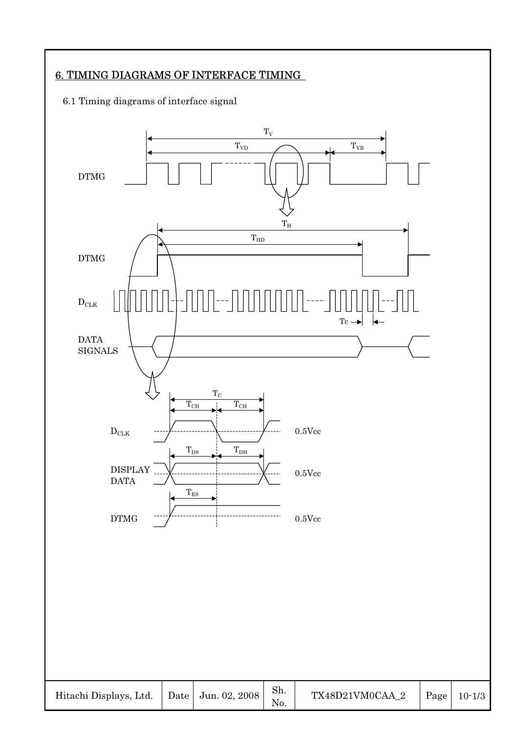## 6. TIMING DIAGRAMS OF INTERFACE TIMING

### 6.1 Timing diagrams of interface signal

$T_V$

$T_{VD}$ $T_{VB}$

DTMG

$T_H$

$T_{HD}$

DTMG

$D_{CLK}$

Tc

DATA SIGNALS

$T_C$

$T_{CH}$ $T_{CH}$

$D_{CLK}$ 0.5Vcc

$T_{DS}$ $T_{DH}$

DISPLAY DATA 0.5Vcc

$T_{ES}$

DTMG 0.5Vcc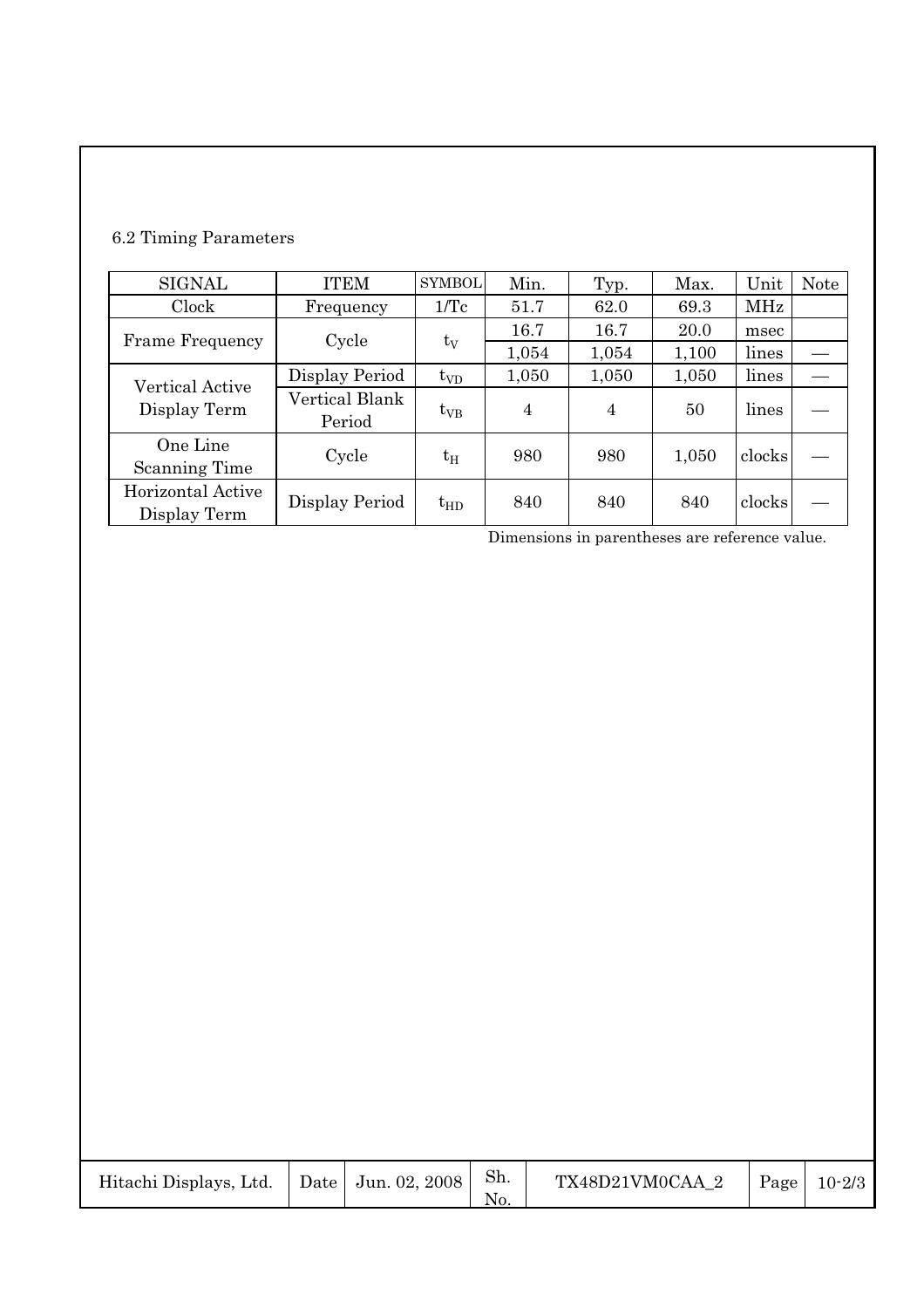## 6.2 Timing Parameters

| SIGNAL | ITEM | SYMBOL | Min. | Typ. | Max. | Unit | Note |
|---|---|---|---|---|---|---|---|
| Clock | Frequency | 1/Tc | 51.7 | 62.0 | 69.3 | MHz | |
| Frame Frequency | Cycle | $t_V$ | 16.7 | 16.7 | 20.0 | msec | |
| | | | 1,054 | 1,054 | 1,100 | lines | — |
| Vertical Active Display Term | Display Period | $t_{VD}$ | 1,050 | 1,050 | 1,050 | lines | — |
| | Vertical Blank Period | $t_{VB}$ | 4 | 4 | 50 | lines | — |
| One Line Scanning Time | Cycle | $t_H$ | 980 | 980 | 1,050 | clocks | — |
| Horizontal Active Display Term | Display Period | $t_{HD}$ | 840 | 840 | 840 | clocks | — |

Dimensions in parentheses are reference value.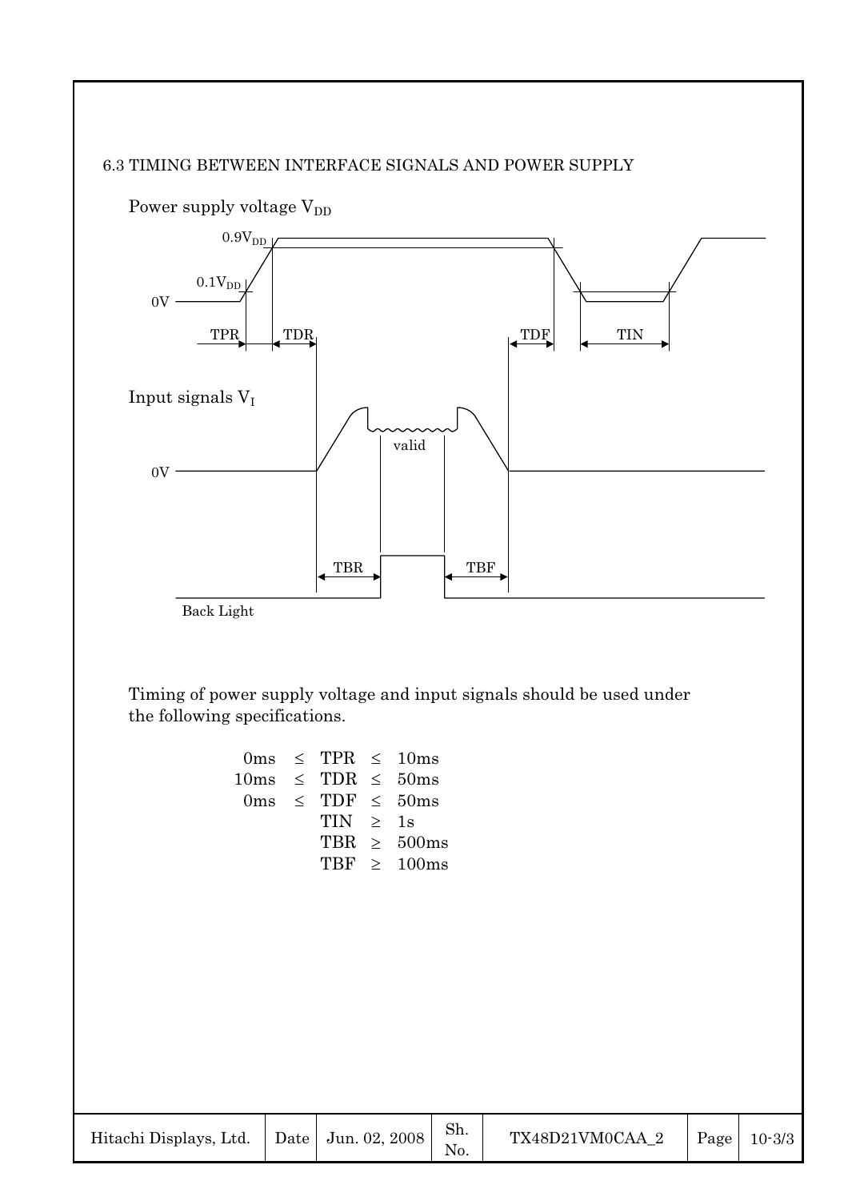### 6.3 TIMING BETWEEN INTERFACE SIGNALS AND POWER SUPPLY

Power supply voltage $V_{DD}$

$0.9V_{DD}$

$0.1V_{DD}$

0V

TPR TDR TDF TIN

Input signals $V_I$

valid

0V

TBR TBF

Back Light

Timing of power supply voltage and input signals should be used under the following specifications.

$$0\text{ms} \leq \text{TPR} \leq 10\text{ms}$$
$$10\text{ms} \leq \text{TDR} \leq 50\text{ms}$$
$$0\text{ms} \leq \text{TDF} \leq 50\text{ms}$$
$$\text{TIN} \geq 1\text{s}$$
$$\text{TBR} \geq 500\text{ms}$$
$$\text{TBF} \geq 100\text{ms}$$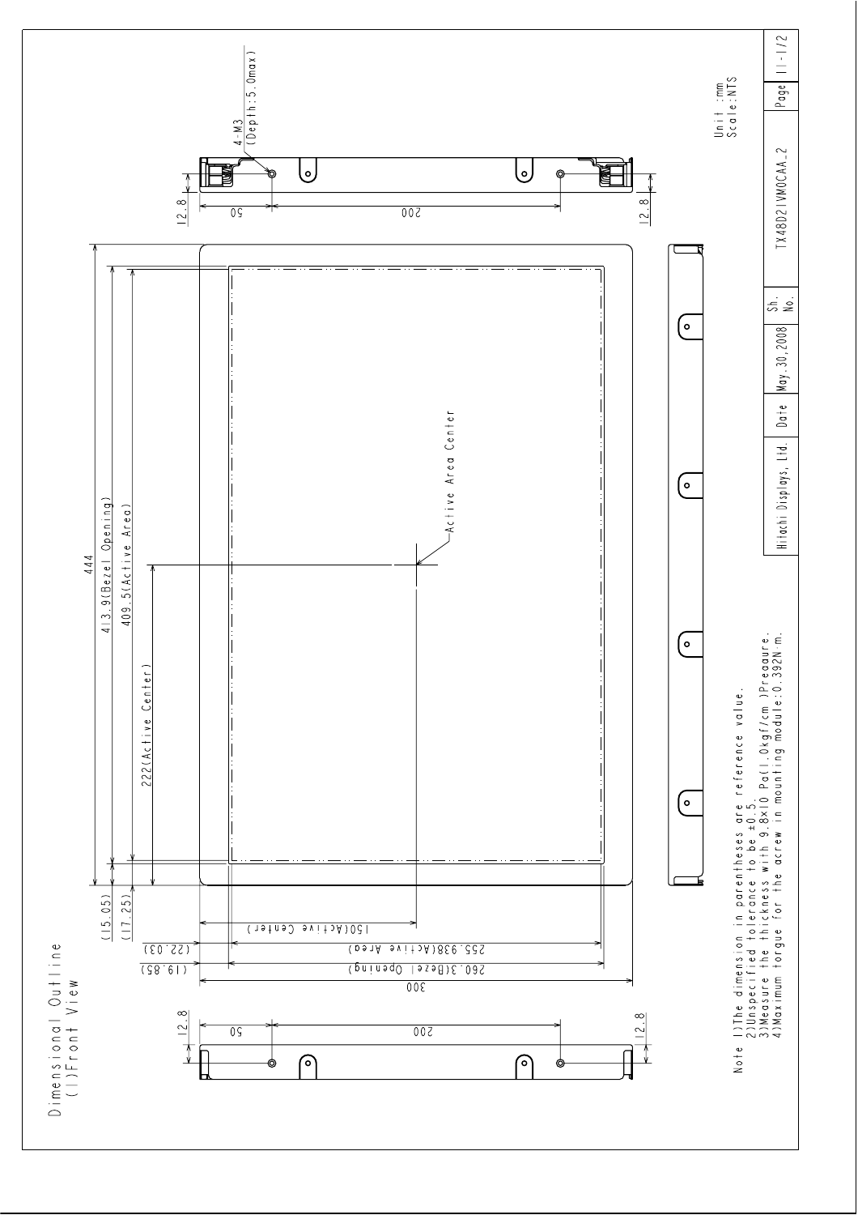# Dimensional Outline

## (1)Front View

444

413.9(Bezel Opening)

409.5(Active Area)

222(Active Center)

(15.05)

(17.25)

Active Area Center

300

260.3(Bezel Opening)

255.938(Active Area)

150(Active Center)

(19.85)

(22.03)

12.8 50 200 12.8

4-M3 (Depth:5.0max)

Unit :mm
Scale:NTS

Note 1)The dimension in parentheses are reference value.
2)Unspecified tolerance to be ±0.5.
3)Measure the thickness with 9.8x10 Pa(1.0kgf/cm )Preaaure.
4)Maximum torgue for the acrew in mounting module:0.392N·m.

| Hitachi Displays, Ltd. | Date | May.30,2008 | Sh. No. | TX48D21VM0CAA_2 | Page | 11-1/2 |
|---|---|---|---|---|---|---|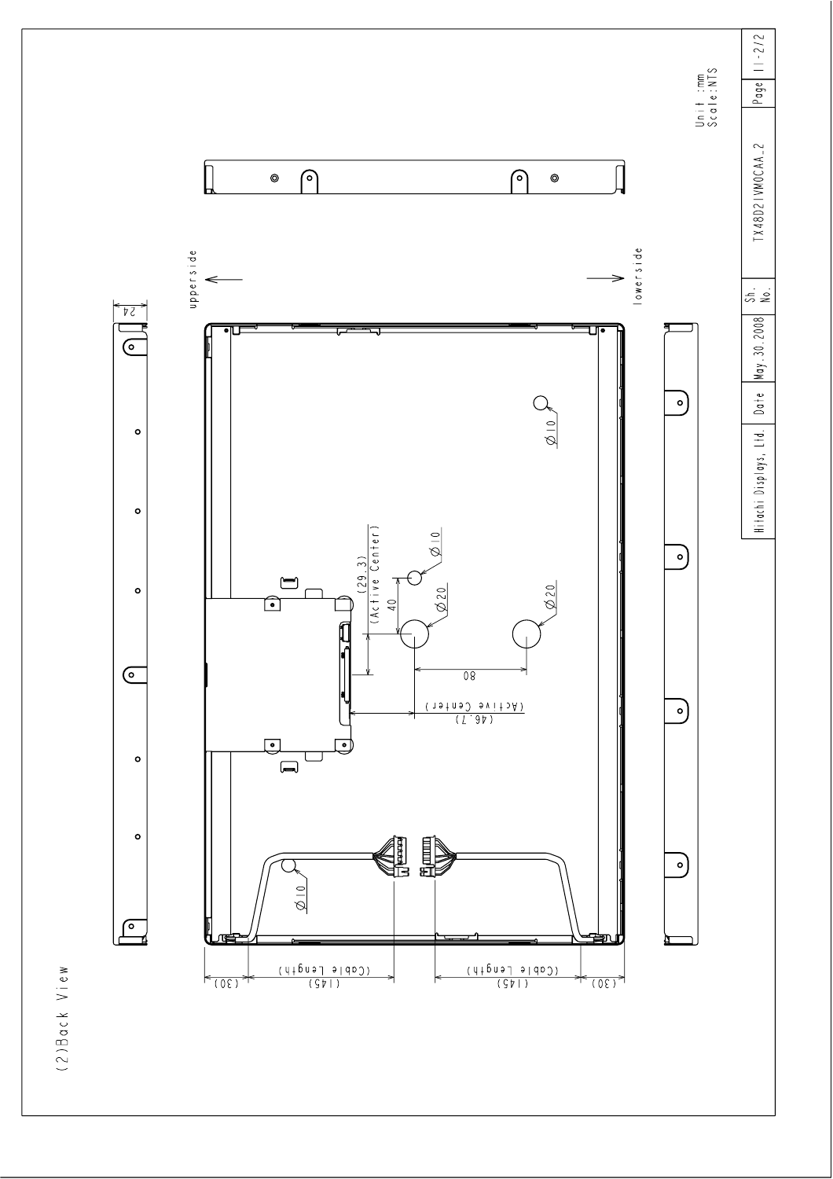(2)Back View

upperside

lowerside

24

(29.3) (Active Center)

40

Ø10

Ø20

Ø10

Ø20

80

(46.7) (Active Center)

Ø10

(30)

(145) (Cable Length)

(145) (Cable Length)

(30)

Unit : mm
Scale:NTS

| Hitachi Displays, Ltd. | Date | May.30.2008 | Sh. No. | TX48D21VM0CAA_2 | Page | 11-2/2 |
|---|---|---|---|---|---|---|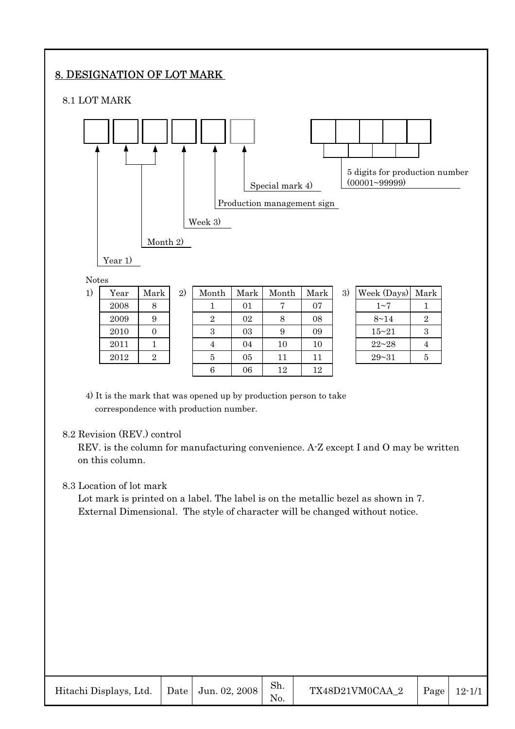## 8. DESIGNATION OF LOT MARK

### 8.1 LOT MARK

Year 1)

Month 2)

Week 3)

Production management sign

Special mark 4)

5 digits for production number (00001~99999)

Notes

1)

| Year | Mark |
|---|---|
| 2008 | 8 |
| 2009 | 9 |
| 2010 | 0 |
| 2011 | 1 |
| 2012 | 2 |

2)

| Month | Mark | Month | Mark |
|---|---|---|---|
| 1 | 01 | 7 | 07 |
| 2 | 02 | 8 | 08 |
| 3 | 03 | 9 | 09 |
| 4 | 04 | 10 | 10 |
| 5 | 05 | 11 | 11 |
| 6 | 06 | 12 | 12 |

3)

| Week (Days) | Mark |
|---|---|
| 1~7 | 1 |
| 8~14 | 2 |
| 15~21 | 3 |
| 22~28 | 4 |
| 29~31 | 5 |

4) It is the mark that was opened up by production person to take correspondence with production number.

### 8.2 Revision (REV.) control

REV. is the column for manufacturing convenience. A-Z except I and O may be written on this column.

### 8.3 Location of lot mark

Lot mark is printed on a label. The label is on the metallic bezel as shown in 7. External Dimensional. The style of character will be changed without notice.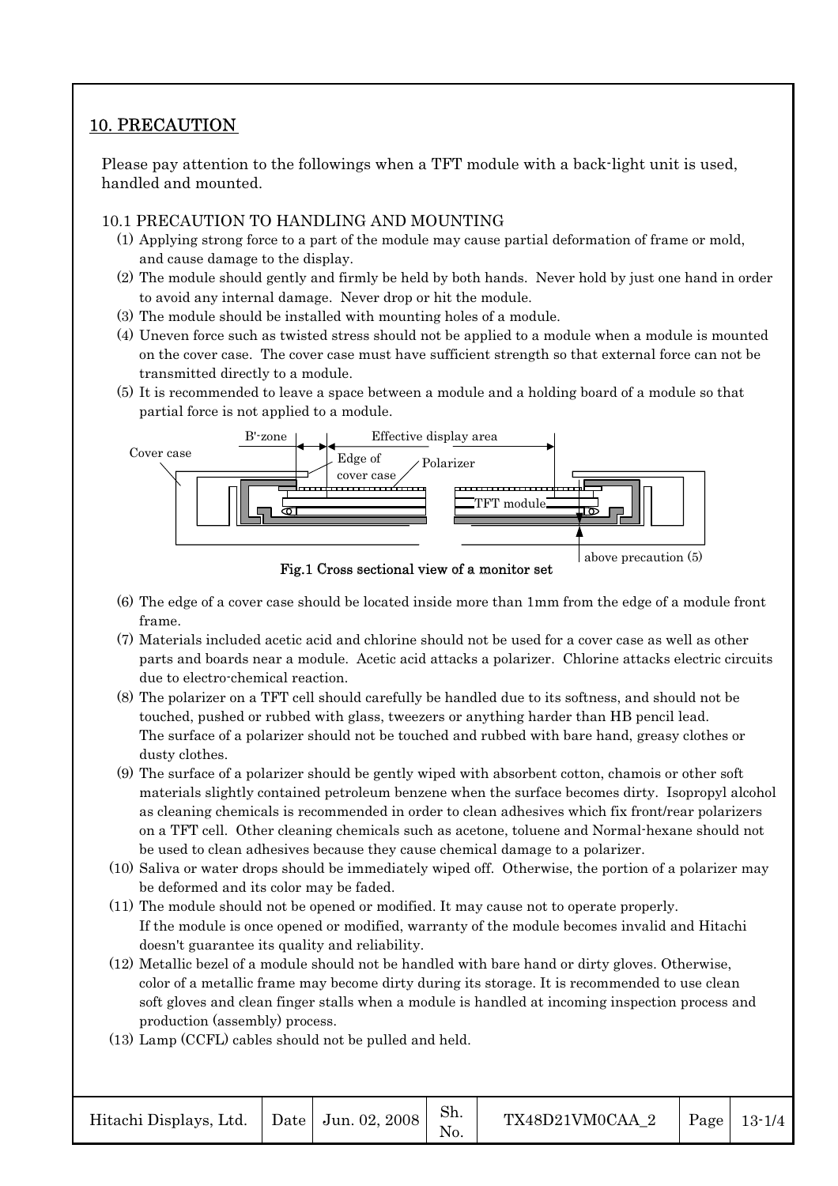## 10. PRECAUTION

Please pay attention to the followings when a TFT module with a back-light unit is used, handled and mounted.

### 10.1 PRECAUTION TO HANDLING AND MOUNTING

(1) Applying strong force to a part of the module may cause partial deformation of frame or mold, and cause damage to the display.

(2) The module should gently and firmly be held by both hands. Never hold by just one hand in order to avoid any internal damage. Never drop or hit the module.

(3) The module should be installed with mounting holes of a module.

(4) Uneven force such as twisted stress should not be applied to a module when a module is mounted on the cover case. The cover case must have sufficient strength so that external force can not be transmitted directly to a module.

(5) It is recommended to leave a space between a module and a holding board of a module so that partial force is not applied to a module.

Fig.1 Cross sectional view of a monitor set

(6) The edge of a cover case should be located inside more than 1mm from the edge of a module front frame.

(7) Materials included acetic acid and chlorine should not be used for a cover case as well as other parts and boards near a module. Acetic acid attacks a polarizer. Chlorine attacks electric circuits due to electro-chemical reaction.

(8) The polarizer on a TFT cell should carefully be handled due to its softness, and should not be touched, pushed or rubbed with glass, tweezers or anything harder than HB pencil lead. The surface of a polarizer should not be touched and rubbed with bare hand, greasy clothes or dusty clothes.

(9) The surface of a polarizer should be gently wiped with absorbent cotton, chamois or other soft materials slightly contained petroleum benzene when the surface becomes dirty. Isopropyl alcohol as cleaning chemicals is recommended in order to clean adhesives which fix front/rear polarizers on a TFT cell. Other cleaning chemicals such as acetone, toluene and Normal-hexane should not be used to clean adhesives because they cause chemical damage to a polarizer.

(10) Saliva or water drops should be immediately wiped off. Otherwise, the portion of a polarizer may be deformed and its color may be faded.

(11) The module should not be opened or modified. It may cause not to operate properly. If the module is once opened or modified, warranty of the module becomes invalid and Hitachi doesn't guarantee its quality and reliability.

(12) Metallic bezel of a module should not be handled with bare hand or dirty gloves. Otherwise, color of a metallic frame may become dirty during its storage. It is recommended to use clean soft gloves and clean finger stalls when a module is handled at incoming inspection process and production (assembly) process.

(13) Lamp (CCFL) cables should not be pulled and held.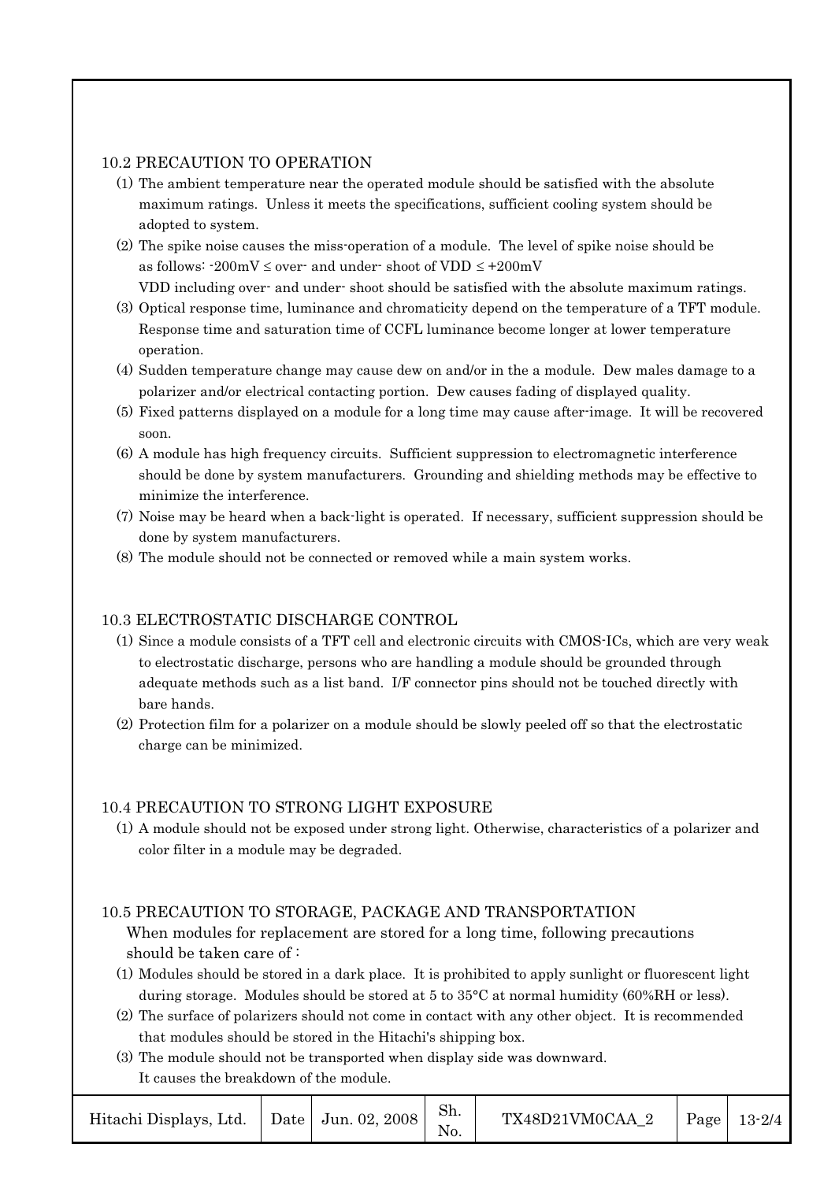## 10.2 PRECAUTION TO OPERATION

(1) The ambient temperature near the operated module should be satisfied with the absolute maximum ratings. Unless it meets the specifications, sufficient cooling system should be adopted to system.

(2) The spike noise causes the miss-operation of a module. The level of spike noise should be as follows: -200mV ≤ over- and under- shoot of VDD ≤ +200mV
VDD including over- and under- shoot should be satisfied with the absolute maximum ratings.

(3) Optical response time, luminance and chromaticity depend on the temperature of a TFT module. Response time and saturation time of CCFL luminance become longer at lower temperature operation.

(4) Sudden temperature change may cause dew on and/or in the a module. Dew males damage to a polarizer and/or electrical contacting portion. Dew causes fading of displayed quality.

(5) Fixed patterns displayed on a module for a long time may cause after-image. It will be recovered soon.

(6) A module has high frequency circuits. Sufficient suppression to electromagnetic interference should be done by system manufacturers. Grounding and shielding methods may be effective to minimize the interference.

(7) Noise may be heard when a back-light is operated. If necessary, sufficient suppression should be done by system manufacturers.

(8) The module should not be connected or removed while a main system works.

## 10.3 ELECTROSTATIC DISCHARGE CONTROL

(1) Since a module consists of a TFT cell and electronic circuits with CMOS-ICs, which are very weak to electrostatic discharge, persons who are handling a module should be grounded through adequate methods such as a list band. I/F connector pins should not be touched directly with bare hands.

(2) Protection film for a polarizer on a module should be slowly peeled off so that the electrostatic charge can be minimized.

## 10.4 PRECAUTION TO STRONG LIGHT EXPOSURE

(1) A module should not be exposed under strong light. Otherwise, characteristics of a polarizer and color filter in a module may be degraded.

## 10.5 PRECAUTION TO STORAGE, PACKAGE AND TRANSPORTATION

When modules for replacement are stored for a long time, following precautions should be taken care of :

(1) Modules should be stored in a dark place. It is prohibited to apply sunlight or fluorescent light during storage. Modules should be stored at 5 to 35°C at normal humidity (60%RH or less).

(2) The surface of polarizers should not come in contact with any other object. It is recommended that modules should be stored in the Hitachi's shipping box.

(3) The module should not be transported when display side was downward.
It causes the breakdown of the module.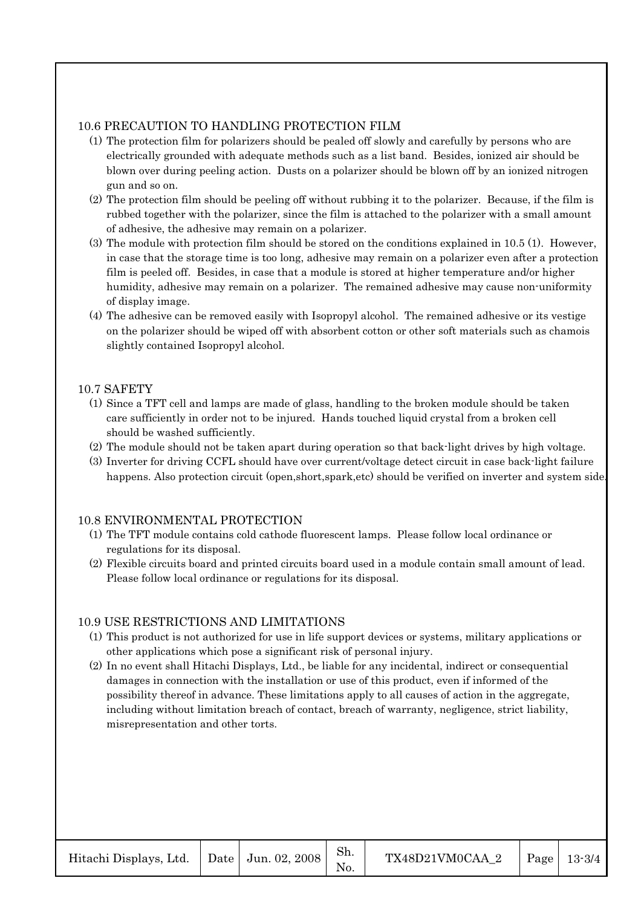### 10.6 PRECAUTION TO HANDLING PROTECTION FILM

(1) The protection film for polarizers should be pealed off slowly and carefully by persons who are electrically grounded with adequate methods such as a list band. Besides, ionized air should be blown over during peeling action. Dusts on a polarizer should be blown off by an ionized nitrogen gun and so on.

(2) The protection film should be peeling off without rubbing it to the polarizer. Because, if the film is rubbed together with the polarizer, since the film is attached to the polarizer with a small amount of adhesive, the adhesive may remain on a polarizer.

(3) The module with protection film should be stored on the conditions explained in 10.5 (1). However, in case that the storage time is too long, adhesive may remain on a polarizer even after a protection film is peeled off. Besides, in case that a module is stored at higher temperature and/or higher humidity, adhesive may remain on a polarizer. The remained adhesive may cause non-uniformity of display image.

(4) The adhesive can be removed easily with Isopropyl alcohol. The remained adhesive or its vestige on the polarizer should be wiped off with absorbent cotton or other soft materials such as chamois slightly contained Isopropyl alcohol.

### 10.7 SAFETY

(1) Since a TFT cell and lamps are made of glass, handling to the broken module should be taken care sufficiently in order not to be injured. Hands touched liquid crystal from a broken cell should be washed sufficiently.

(2) The module should not be taken apart during operation so that back-light drives by high voltage.

(3) Inverter for driving CCFL should have over current/voltage detect circuit in case back-light failure happens. Also protection circuit (open,short,spark,etc) should be verified on inverter and system side.

### 10.8 ENVIRONMENTAL PROTECTION

(1) The TFT module contains cold cathode fluorescent lamps. Please follow local ordinance or regulations for its disposal.

(2) Flexible circuits board and printed circuits board used in a module contain small amount of lead. Please follow local ordinance or regulations for its disposal.

### 10.9 USE RESTRICTIONS AND LIMITATIONS

(1) This product is not authorized for use in life support devices or systems, military applications or other applications which pose a significant risk of personal injury.

(2) In no event shall Hitachi Displays, Ltd., be liable for any incidental, indirect or consequential damages in connection with the installation or use of this product, even if informed of the possibility thereof in advance. These limitations apply to all causes of action in the aggregate, including without limitation breach of contact, breach of warranty, negligence, strict liability, misrepresentation and other torts.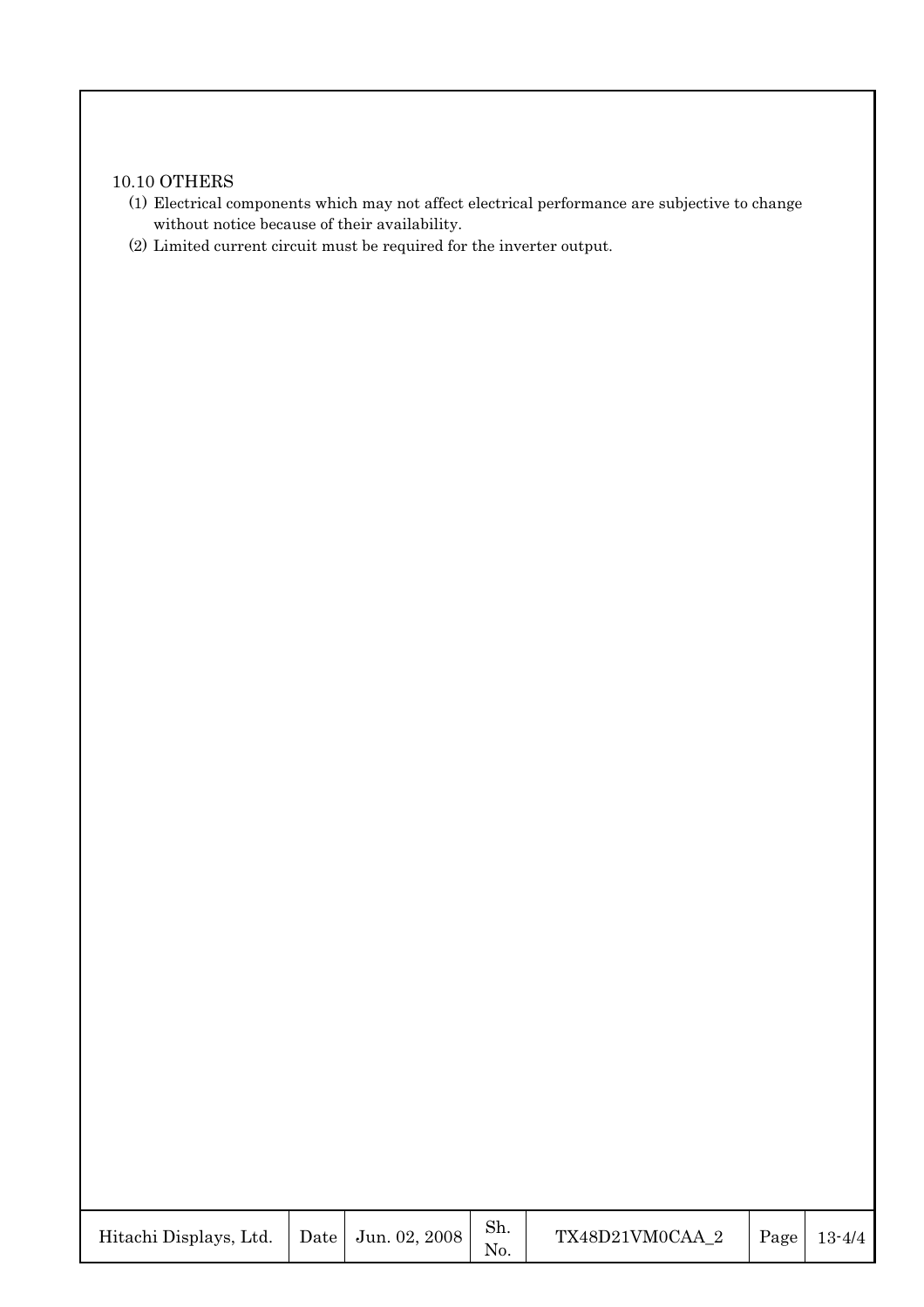### 10.10 OTHERS

(1) Electrical components which may not affect electrical performance are subjective to change without notice because of their availability.

(2) Limited current circuit must be required for the inverter output.